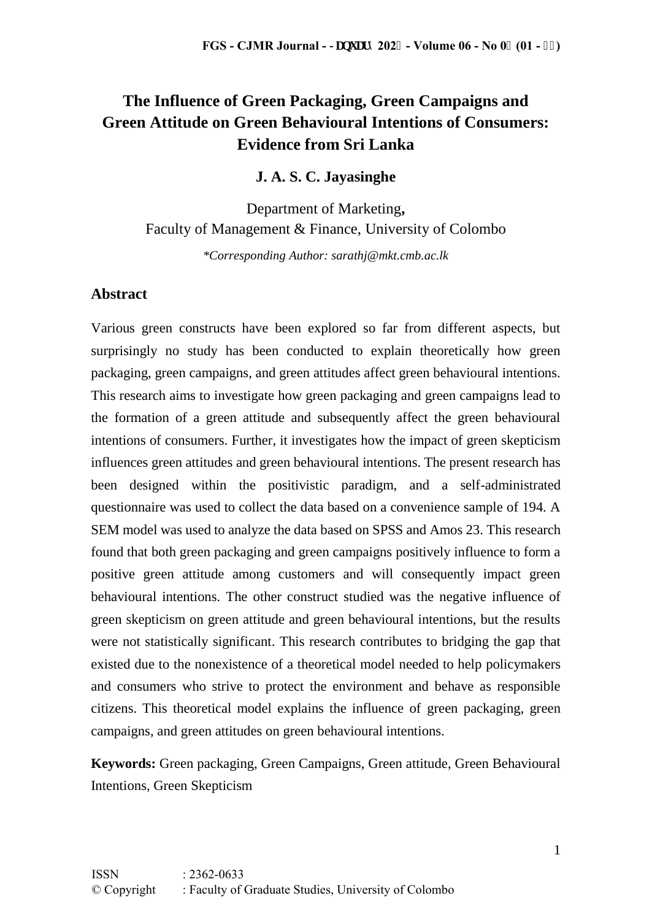# The Influence of Green Packaging, Green Campaigns and Green Attitude on Green Behavioural Intentions of Consumers: Evidence from Sri Lanka

**J. A. S. C. Jayasinghe**

Department of Marketing,
Faculty of Management & Finance, University of Colombo

*\*Corresponding Author: sarathj@mkt.cmb.ac.lk*

## Abstract

Various green constructs have been explored so far from different aspects, but surprisingly no study has been conducted to explain theoretically how green packaging, green campaigns, and green attitudes affect green behavioural intentions. This research aims to investigate how green packaging and green campaigns lead to the formation of a green attitude and subsequently affect the green behavioural intentions of consumers. Further, it investigates how the impact of green skepticism influences green attitudes and green behavioural intentions. The present research has been designed within the positivistic paradigm, and a self-administrated questionnaire was used to collect the data based on a convenience sample of 194. A SEM model was used to analyze the data based on SPSS and Amos 23. This research found that both green packaging and green campaigns positively influence to form a positive green attitude among customers and will consequently impact green behavioural intentions. The other construct studied was the negative influence of green skepticism on green attitude and green behavioural intentions, but the results were not statistically significant. This research contributes to bridging the gap that existed due to the nonexistence of a theoretical model needed to help policymakers and consumers who strive to protect the environment and behave as responsible citizens. This theoretical model explains the influence of green packaging, green campaigns, and green attitudes on green behavioural intentions.

**Keywords:** Green packaging, Green Campaigns, Green attitude, Green Behavioural Intentions, Green Skepticism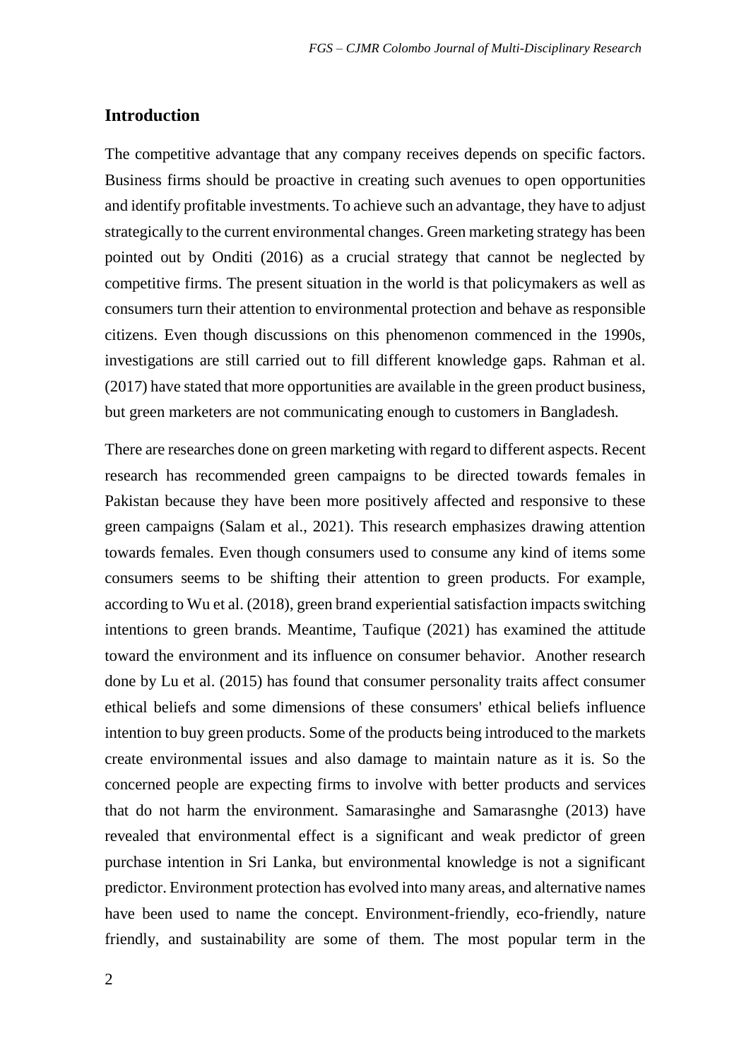## Introduction

The competitive advantage that any company receives depends on specific factors. Business firms should be proactive in creating such avenues to open opportunities and identify profitable investments. To achieve such an advantage, they have to adjust strategically to the current environmental changes. Green marketing strategy has been pointed out by Onditi (2016) as a crucial strategy that cannot be neglected by competitive firms. The present situation in the world is that policymakers as well as consumers turn their attention to environmental protection and behave as responsible citizens. Even though discussions on this phenomenon commenced in the 1990s, investigations are still carried out to fill different knowledge gaps. Rahman et al. (2017) have stated that more opportunities are available in the green product business, but green marketers are not communicating enough to customers in Bangladesh.

There are researches done on green marketing with regard to different aspects. Recent research has recommended green campaigns to be directed towards females in Pakistan because they have been more positively affected and responsive to these green campaigns (Salam et al., 2021). This research emphasizes drawing attention towards females. Even though consumers used to consume any kind of items some consumers seems to be shifting their attention to green products. For example, according to Wu et al. (2018), green brand experiential satisfaction impacts switching intentions to green brands. Meantime, Taufique (2021) has examined the attitude toward the environment and its influence on consumer behavior. Another research done by Lu et al. (2015) has found that consumer personality traits affect consumer ethical beliefs and some dimensions of these consumers' ethical beliefs influence intention to buy green products. Some of the products being introduced to the markets create environmental issues and also damage to maintain nature as it is. So the concerned people are expecting firms to involve with better products and services that do not harm the environment. Samarasinghe and Samarasnghe (2013) have revealed that environmental effect is a significant and weak predictor of green purchase intention in Sri Lanka, but environmental knowledge is not a significant predictor. Environment protection has evolved into many areas, and alternative names have been used to name the concept. Environment-friendly, eco-friendly, nature friendly, and sustainability are some of them. The most popular term in the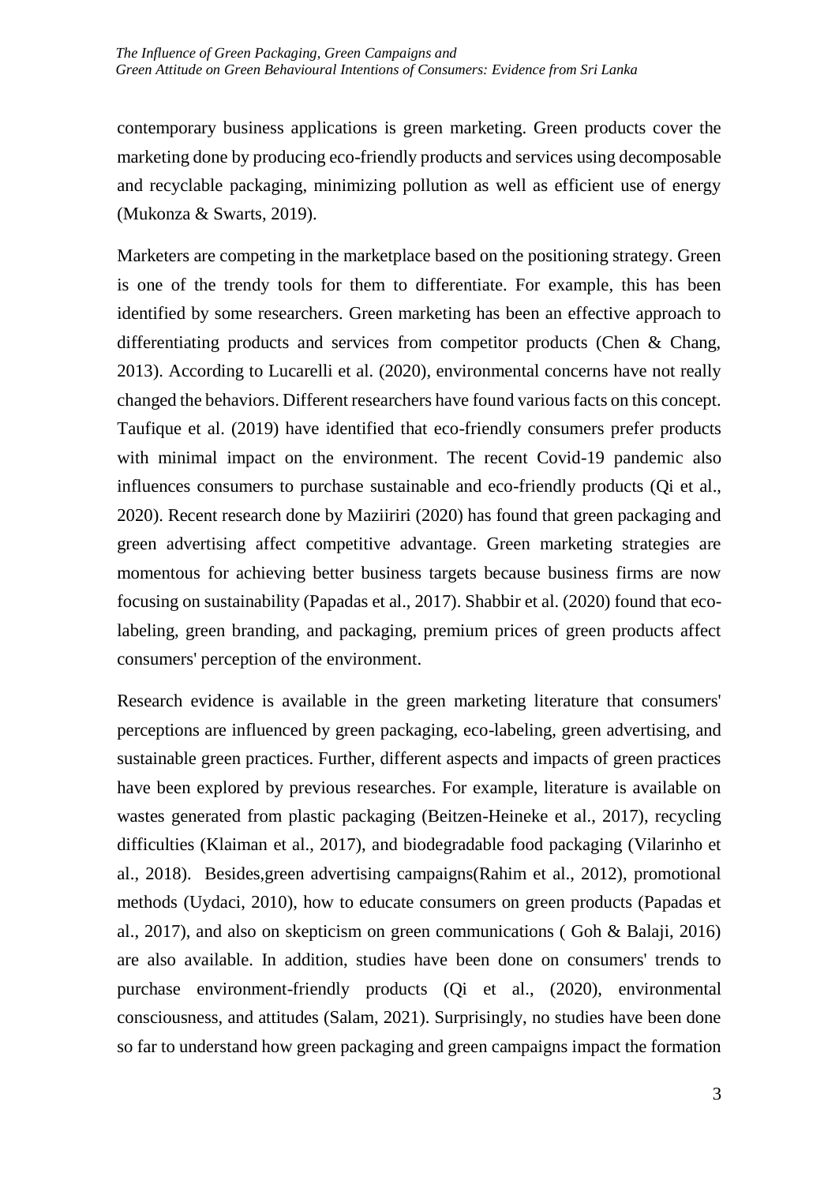contemporary business applications is green marketing. Green products cover the marketing done by producing eco-friendly products and services using decomposable and recyclable packaging, minimizing pollution as well as efficient use of energy (Mukonza & Swarts, 2019).

Marketers are competing in the marketplace based on the positioning strategy. Green is one of the trendy tools for them to differentiate. For example, this has been identified by some researchers. Green marketing has been an effective approach to differentiating products and services from competitor products (Chen & Chang, 2013). According to Lucarelli et al. (2020), environmental concerns have not really changed the behaviors. Different researchers have found various facts on this concept. Taufique et al. (2019) have identified that eco-friendly consumers prefer products with minimal impact on the environment. The recent Covid-19 pandemic also influences consumers to purchase sustainable and eco-friendly products (Qi et al., 2020). Recent research done by Maziiriri (2020) has found that green packaging and green advertising affect competitive advantage. Green marketing strategies are momentous for achieving better business targets because business firms are now focusing on sustainability (Papadas et al., 2017). Shabbir et al. (2020) found that eco-labeling, green branding, and packaging, premium prices of green products affect consumers' perception of the environment.

Research evidence is available in the green marketing literature that consumers' perceptions are influenced by green packaging, eco-labeling, green advertising, and sustainable green practices. Further, different aspects and impacts of green practices have been explored by previous researches. For example, literature is available on wastes generated from plastic packaging (Beitzen-Heineke et al., 2017), recycling difficulties (Klaiman et al., 2017), and biodegradable food packaging (Vilarinho et al., 2018). Besides,green advertising campaigns(Rahim et al., 2012), promotional methods (Uydaci, 2010), how to educate consumers on green products (Papadas et al., 2017), and also on skepticism on green communications ( Goh & Balaji, 2016) are also available. In addition, studies have been done on consumers' trends to purchase environment-friendly products (Qi et al., (2020), environmental consciousness, and attitudes (Salam, 2021). Surprisingly, no studies have been done so far to understand how green packaging and green campaigns impact the formation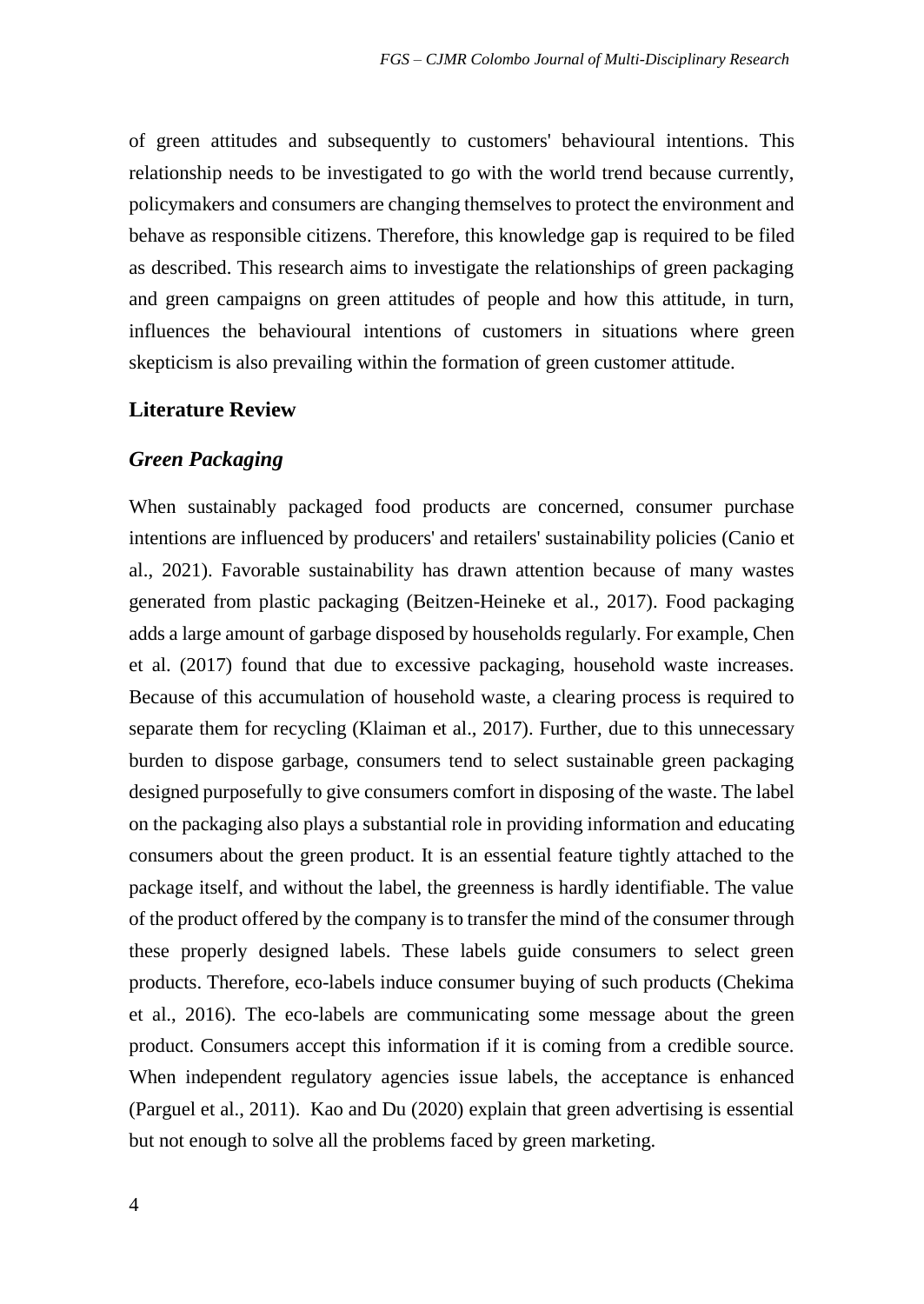of green attitudes and subsequently to customers' behavioural intentions. This relationship needs to be investigated to go with the world trend because currently, policymakers and consumers are changing themselves to protect the environment and behave as responsible citizens. Therefore, this knowledge gap is required to be filed as described. This research aims to investigate the relationships of green packaging and green campaigns on green attitudes of people and how this attitude, in turn, influences the behavioural intentions of customers in situations where green skepticism is also prevailing within the formation of green customer attitude.

## Literature Review

### *Green Packaging*

When sustainably packaged food products are concerned, consumer purchase intentions are influenced by producers' and retailers' sustainability policies (Canio et al., 2021). Favorable sustainability has drawn attention because of many wastes generated from plastic packaging (Beitzen-Heineke et al., 2017). Food packaging adds a large amount of garbage disposed by households regularly. For example, Chen et al. (2017) found that due to excessive packaging, household waste increases. Because of this accumulation of household waste, a clearing process is required to separate them for recycling (Klaiman et al., 2017). Further, due to this unnecessary burden to dispose garbage, consumers tend to select sustainable green packaging designed purposefully to give consumers comfort in disposing of the waste. The label on the packaging also plays a substantial role in providing information and educating consumers about the green product. It is an essential feature tightly attached to the package itself, and without the label, the greenness is hardly identifiable. The value of the product offered by the company is to transfer the mind of the consumer through these properly designed labels. These labels guide consumers to select green products. Therefore, eco-labels induce consumer buying of such products (Chekima et al., 2016). The eco-labels are communicating some message about the green product. Consumers accept this information if it is coming from a credible source. When independent regulatory agencies issue labels, the acceptance is enhanced (Parguel et al., 2011). Kao and Du (2020) explain that green advertising is essential but not enough to solve all the problems faced by green marketing.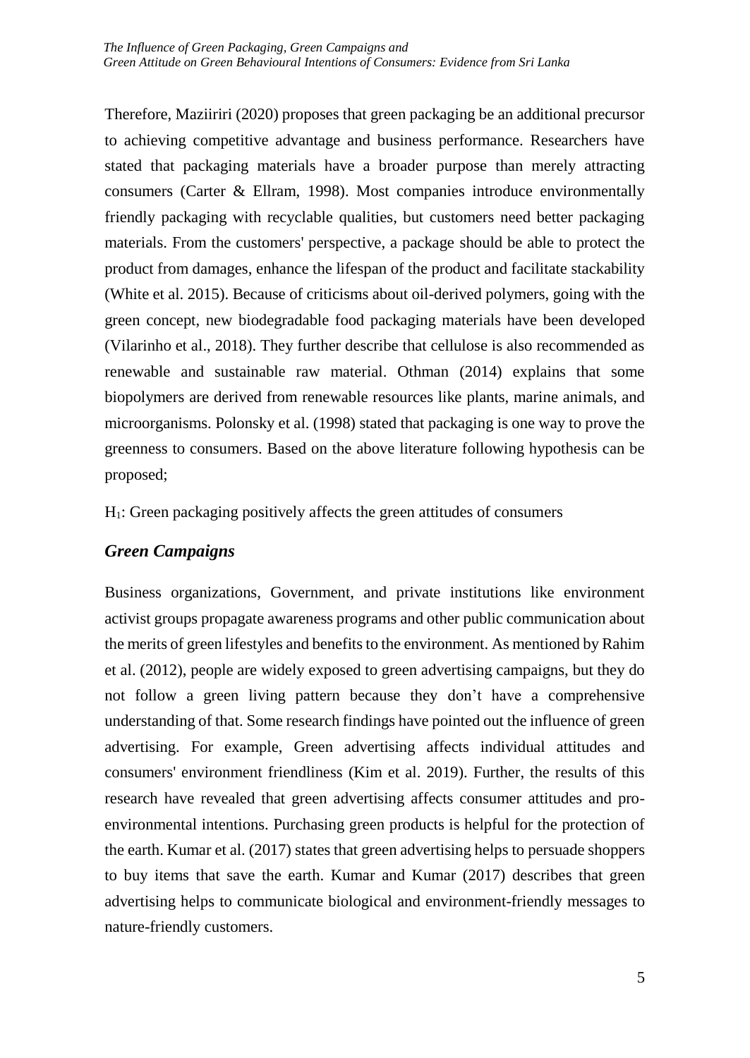Therefore, Maziiriri (2020) proposes that green packaging be an additional precursor to achieving competitive advantage and business performance. Researchers have stated that packaging materials have a broader purpose than merely attracting consumers (Carter & Ellram, 1998). Most companies introduce environmentally friendly packaging with recyclable qualities, but customers need better packaging materials. From the customers' perspective, a package should be able to protect the product from damages, enhance the lifespan of the product and facilitate stackability (White et al. 2015). Because of criticisms about oil-derived polymers, going with the green concept, new biodegradable food packaging materials have been developed (Vilarinho et al., 2018). They further describe that cellulose is also recommended as renewable and sustainable raw material. Othman (2014) explains that some biopolymers are derived from renewable resources like plants, marine animals, and microorganisms. Polonsky et al. (1998) stated that packaging is one way to prove the greenness to consumers. Based on the above literature following hypothesis can be proposed;

$H_1$: Green packaging positively affects the green attitudes of consumers

## *Green Campaigns*

Business organizations, Government, and private institutions like environment activist groups propagate awareness programs and other public communication about the merits of green lifestyles and benefits to the environment. As mentioned by Rahim et al. (2012), people are widely exposed to green advertising campaigns, but they do not follow a green living pattern because they don't have a comprehensive understanding of that. Some research findings have pointed out the influence of green advertising. For example, Green advertising affects individual attitudes and consumers' environment friendliness (Kim et al. 2019). Further, the results of this research have revealed that green advertising affects consumer attitudes and pro-environmental intentions. Purchasing green products is helpful for the protection of the earth. Kumar et al. (2017) states that green advertising helps to persuade shoppers to buy items that save the earth. Kumar and Kumar (2017) describes that green advertising helps to communicate biological and environment-friendly messages to nature-friendly customers.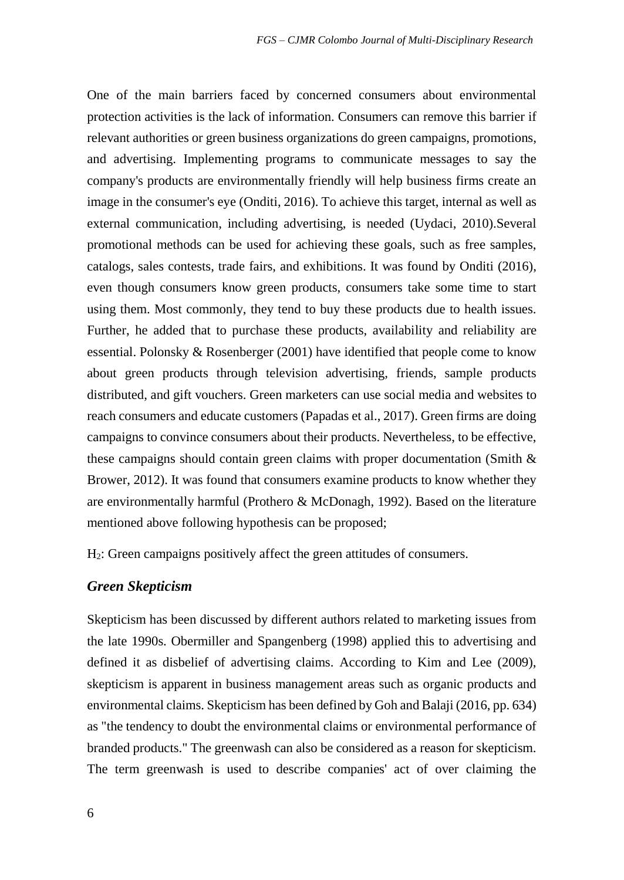One of the main barriers faced by concerned consumers about environmental protection activities is the lack of information. Consumers can remove this barrier if relevant authorities or green business organizations do green campaigns, promotions, and advertising. Implementing programs to communicate messages to say the company's products are environmentally friendly will help business firms create an image in the consumer's eye (Onditi, 2016). To achieve this target, internal as well as external communication, including advertising, is needed (Uydaci, 2010).Several promotional methods can be used for achieving these goals, such as free samples, catalogs, sales contests, trade fairs, and exhibitions. It was found by Onditi (2016), even though consumers know green products, consumers take some time to start using them. Most commonly, they tend to buy these products due to health issues. Further, he added that to purchase these products, availability and reliability are essential. Polonsky & Rosenberger (2001) have identified that people come to know about green products through television advertising, friends, sample products distributed, and gift vouchers. Green marketers can use social media and websites to reach consumers and educate customers (Papadas et al., 2017). Green firms are doing campaigns to convince consumers about their products. Nevertheless, to be effective, these campaigns should contain green claims with proper documentation (Smith & Brower, 2012). It was found that consumers examine products to know whether they are environmentally harmful (Prothero & McDonagh, 1992). Based on the literature mentioned above following hypothesis can be proposed;

$H_2$: Green campaigns positively affect the green attitudes of consumers.

### *Green Skepticism*

Skepticism has been discussed by different authors related to marketing issues from the late 1990s. Obermiller and Spangenberg (1998) applied this to advertising and defined it as disbelief of advertising claims. According to Kim and Lee (2009), skepticism is apparent in business management areas such as organic products and environmental claims. Skepticism has been defined by Goh and Balaji (2016, pp. 634) as "the tendency to doubt the environmental claims or environmental performance of branded products." The greenwash can also be considered as a reason for skepticism. The term greenwash is used to describe companies' act of over claiming the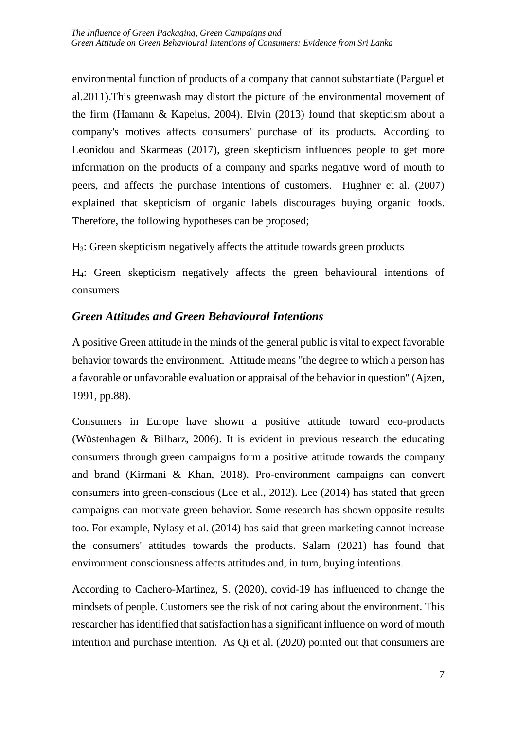environmental function of products of a company that cannot substantiate (Parguel et al.2011).This greenwash may distort the picture of the environmental movement of the firm (Hamann & Kapelus, 2004). Elvin (2013) found that skepticism about a company's motives affects consumers' purchase of its products. According to Leonidou and Skarmeas (2017), green skepticism influences people to get more information on the products of a company and sparks negative word of mouth to peers, and affects the purchase intentions of customers. Hughner et al. (2007) explained that skepticism of organic labels discourages buying organic foods. Therefore, the following hypotheses can be proposed;

$H_3$: Green skepticism negatively affects the attitude towards green products

$H_4$: Green skepticism negatively affects the green behavioural intentions of consumers

### *Green Attitudes and Green Behavioural Intentions*

A positive Green attitude in the minds of the general public is vital to expect favorable behavior towards the environment. Attitude means "the degree to which a person has a favorable or unfavorable evaluation or appraisal of the behavior in question" (Ajzen, 1991, pp.88).

Consumers in Europe have shown a positive attitude toward eco-products (Wüstenhagen & Bilharz, 2006). It is evident in previous research the educating consumers through green campaigns form a positive attitude towards the company and brand (Kirmani & Khan, 2018). Pro-environment campaigns can convert consumers into green-conscious (Lee et al., 2012). Lee (2014) has stated that green campaigns can motivate green behavior. Some research has shown opposite results too. For example, Nylasy et al. (2014) has said that green marketing cannot increase the consumers' attitudes towards the products. Salam (2021) has found that environment consciousness affects attitudes and, in turn, buying intentions.

According to Cachero-Martinez, S. (2020), covid-19 has influenced to change the mindsets of people. Customers see the risk of not caring about the environment. This researcher has identified that satisfaction has a significant influence on word of mouth intention and purchase intention. As Qi et al. (2020) pointed out that consumers are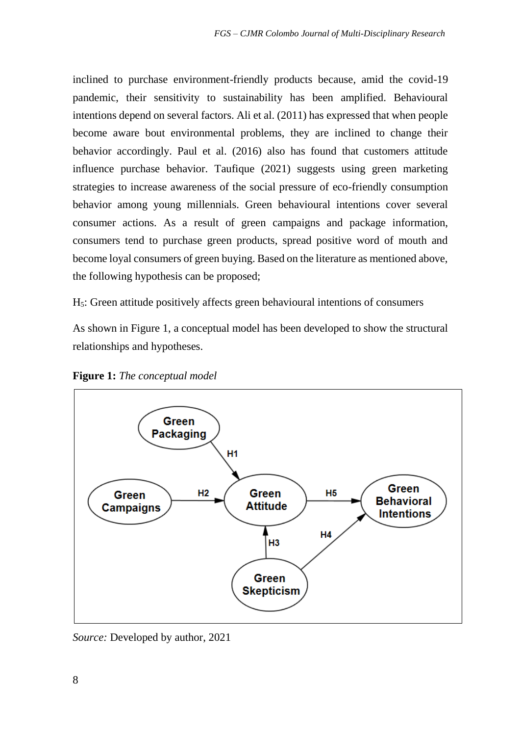inclined to purchase environment-friendly products because, amid the covid-19 pandemic, their sensitivity to sustainability has been amplified. Behavioural intentions depend on several factors. Ali et al. (2011) has expressed that when people become aware bout environmental problems, they are inclined to change their behavior accordingly. Paul et al. (2016) also has found that customers attitude influence purchase behavior. Taufique (2021) suggests using green marketing strategies to increase awareness of the social pressure of eco-friendly consumption behavior among young millennials. Green behavioural intentions cover several consumer actions. As a result of green campaigns and package information, consumers tend to purchase green products, spread positive word of mouth and become loyal consumers of green buying. Based on the literature as mentioned above, the following hypothesis can be proposed;

$H_5$: Green attitude positively affects green behavioural intentions of consumers

As shown in Figure 1, a conceptual model has been developed to show the structural relationships and hypotheses.

**Figure 1:** *The conceptual model*

*Source:* Developed by author, 2021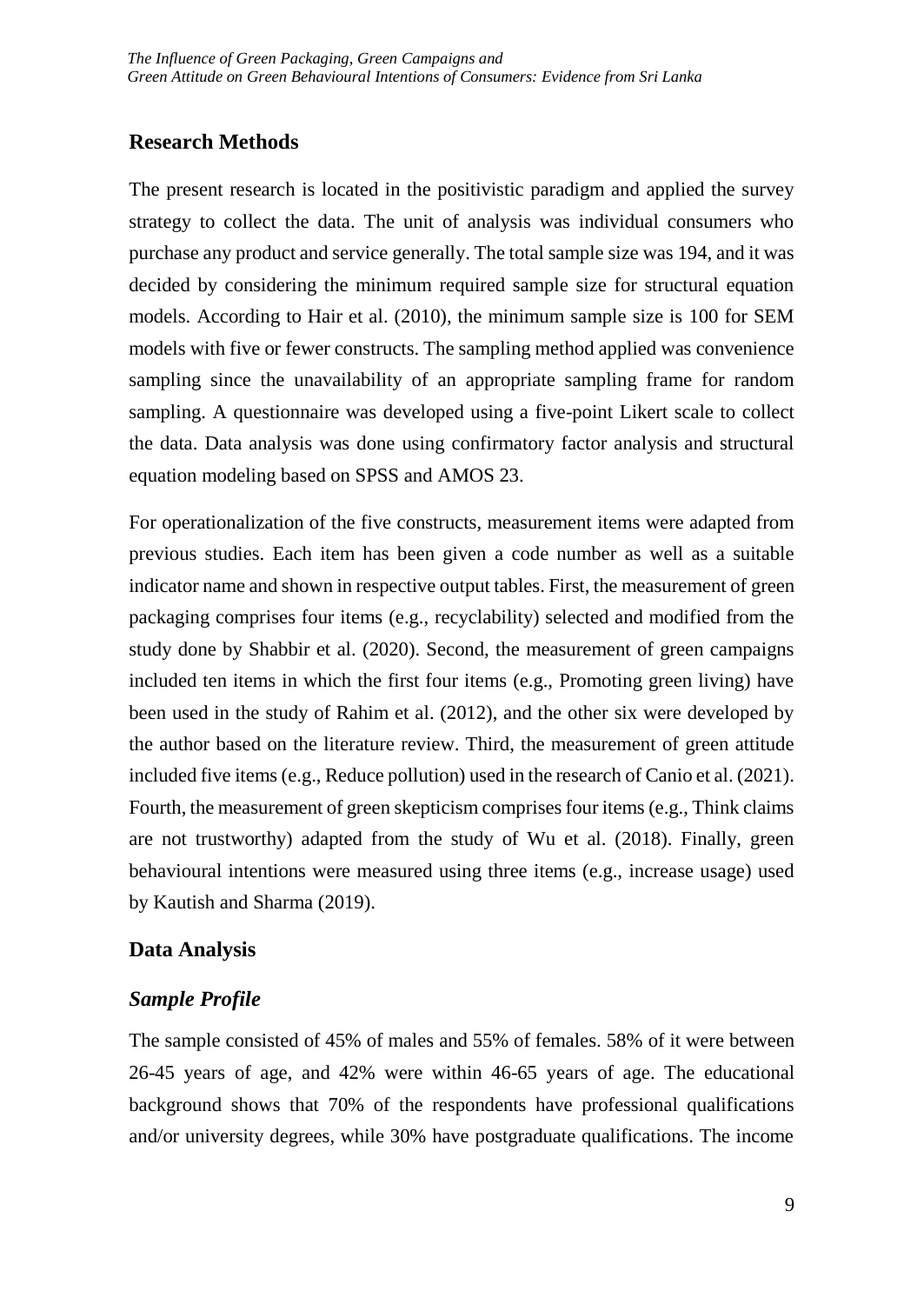## Research Methods

The present research is located in the positivistic paradigm and applied the survey strategy to collect the data. The unit of analysis was individual consumers who purchase any product and service generally. The total sample size was 194, and it was decided by considering the minimum required sample size for structural equation models. According to Hair et al. (2010), the minimum sample size is 100 for SEM models with five or fewer constructs. The sampling method applied was convenience sampling since the unavailability of an appropriate sampling frame for random sampling. A questionnaire was developed using a five-point Likert scale to collect the data. Data analysis was done using confirmatory factor analysis and structural equation modeling based on SPSS and AMOS 23.

For operationalization of the five constructs, measurement items were adapted from previous studies. Each item has been given a code number as well as a suitable indicator name and shown in respective output tables. First, the measurement of green packaging comprises four items (e.g., recyclability) selected and modified from the study done by Shabbir et al. (2020). Second, the measurement of green campaigns included ten items in which the first four items (e.g., Promoting green living) have been used in the study of Rahim et al. (2012), and the other six were developed by the author based on the literature review. Third, the measurement of green attitude included five items (e.g., Reduce pollution) used in the research of Canio et al. (2021). Fourth, the measurement of green skepticism comprises four items (e.g., Think claims are not trustworthy) adapted from the study of Wu et al. (2018). Finally, green behavioural intentions were measured using three items (e.g., increase usage) used by Kautish and Sharma (2019).

## Data Analysis

### *Sample Profile*

The sample consisted of 45% of males and 55% of females. 58% of it were between 26-45 years of age, and 42% were within 46-65 years of age. The educational background shows that 70% of the respondents have professional qualifications and/or university degrees, while 30% have postgraduate qualifications. The income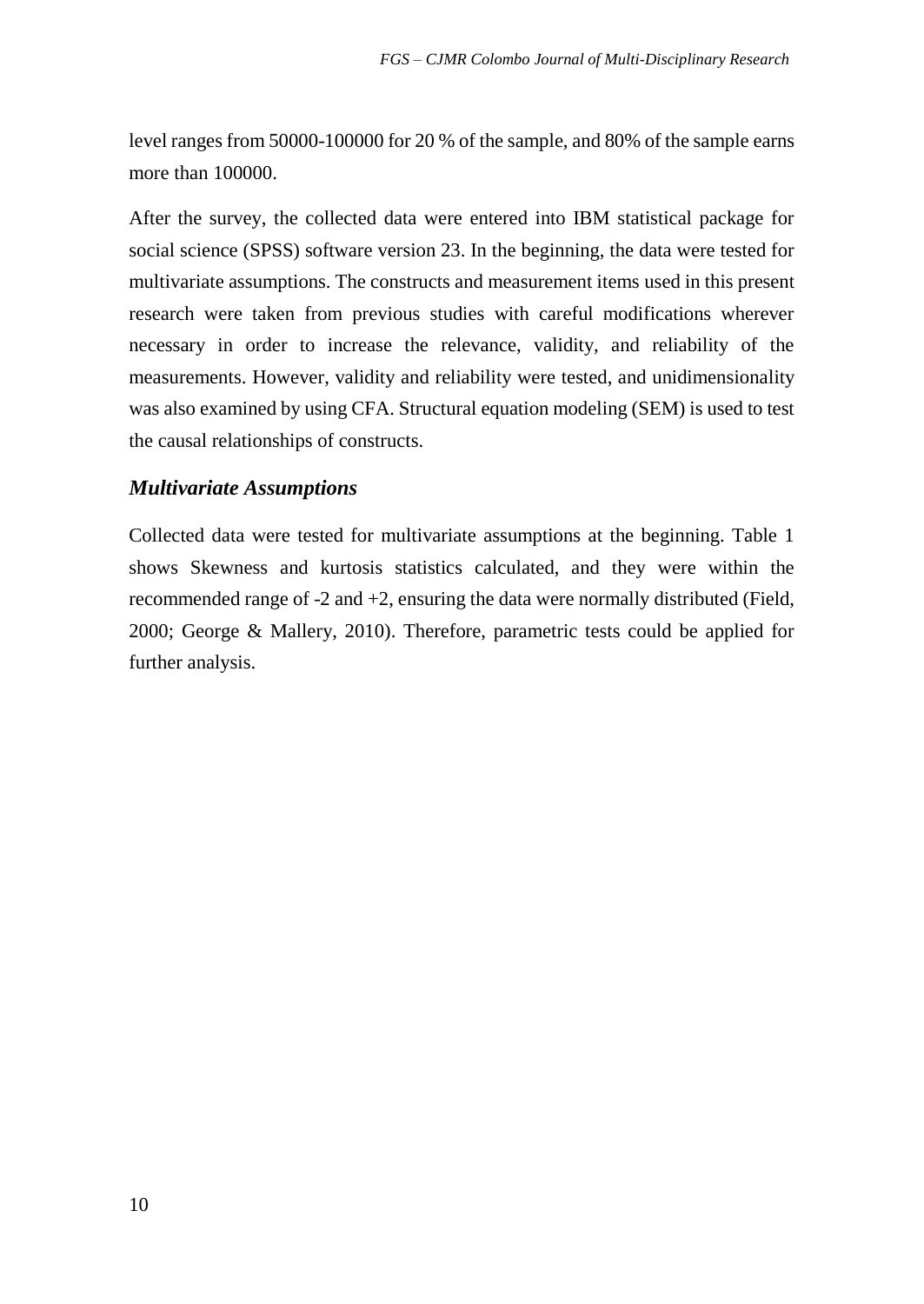level ranges from 50000-100000 for 20 % of the sample, and 80% of the sample earns more than 100000.

After the survey, the collected data were entered into IBM statistical package for social science (SPSS) software version 23. In the beginning, the data were tested for multivariate assumptions. The constructs and measurement items used in this present research were taken from previous studies with careful modifications wherever necessary in order to increase the relevance, validity, and reliability of the measurements. However, validity and reliability were tested, and unidimensionality was also examined by using CFA. Structural equation modeling (SEM) is used to test the causal relationships of constructs.

### *Multivariate Assumptions*

Collected data were tested for multivariate assumptions at the beginning. Table 1 shows Skewness and kurtosis statistics calculated, and they were within the recommended range of -2 and +2, ensuring the data were normally distributed (Field, 2000; George & Mallery, 2010). Therefore, parametric tests could be applied for further analysis.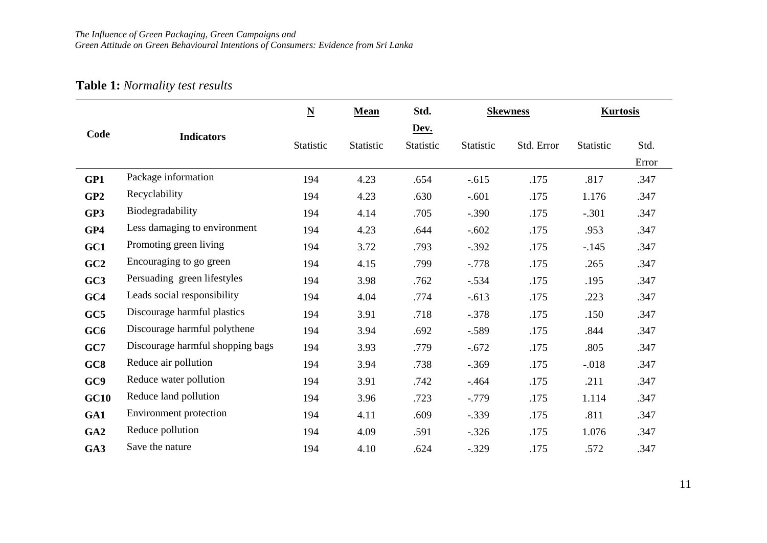**Table 1:** *Normality test results*

| Code | Indicators | N | Mean | Std. Dev. | Skewness | | Kurtosis | |
|---|---|---|---|---|---|---|---|---|
| | | Statistic | Statistic | Statistic | Statistic | Std. Error | Statistic | Std. Error |
| **GP1** | Package information | 194 | 4.23 | .654 | -.615 | .175 | .817 | .347 |
| **GP2** | Recyclability | 194 | 4.23 | .630 | -.601 | .175 | 1.176 | .347 |
| **GP3** | Biodegradability | 194 | 4.14 | .705 | -.390 | .175 | -.301 | .347 |
| **GP4** | Less damaging to environment | 194 | 4.23 | .644 | -.602 | .175 | .953 | .347 |
| **GC1** | Promoting green living | 194 | 3.72 | .793 | -.392 | .175 | -.145 | .347 |
| **GC2** | Encouraging to go green | 194 | 4.15 | .799 | -.778 | .175 | .265 | .347 |
| **GC3** | Persuading green lifestyles | 194 | 3.98 | .762 | -.534 | .175 | .195 | .347 |
| **GC4** | Leads social responsibility | 194 | 4.04 | .774 | -.613 | .175 | .223 | .347 |
| **GC5** | Discourage harmful plastics | 194 | 3.91 | .718 | -.378 | .175 | .150 | .347 |
| **GC6** | Discourage harmful polythene | 194 | 3.94 | .692 | -.589 | .175 | .844 | .347 |
| **GC7** | Discourage harmful shopping bags | 194 | 3.93 | .779 | -.672 | .175 | .805 | .347 |
| **GC8** | Reduce air pollution | 194 | 3.94 | .738 | -.369 | .175 | -.018 | .347 |
| **GC9** | Reduce water pollution | 194 | 3.91 | .742 | -.464 | .175 | .211 | .347 |
| **GC10** | Reduce land pollution | 194 | 3.96 | .723 | -.779 | .175 | 1.114 | .347 |
| **GA1** | Environment protection | 194 | 4.11 | .609 | -.339 | .175 | .811 | .347 |
| **GA2** | Reduce pollution | 194 | 4.09 | .591 | -.326 | .175 | 1.076 | .347 |
| **GA3** | Save the nature | 194 | 4.10 | .624 | -.329 | .175 | .572 | .347 |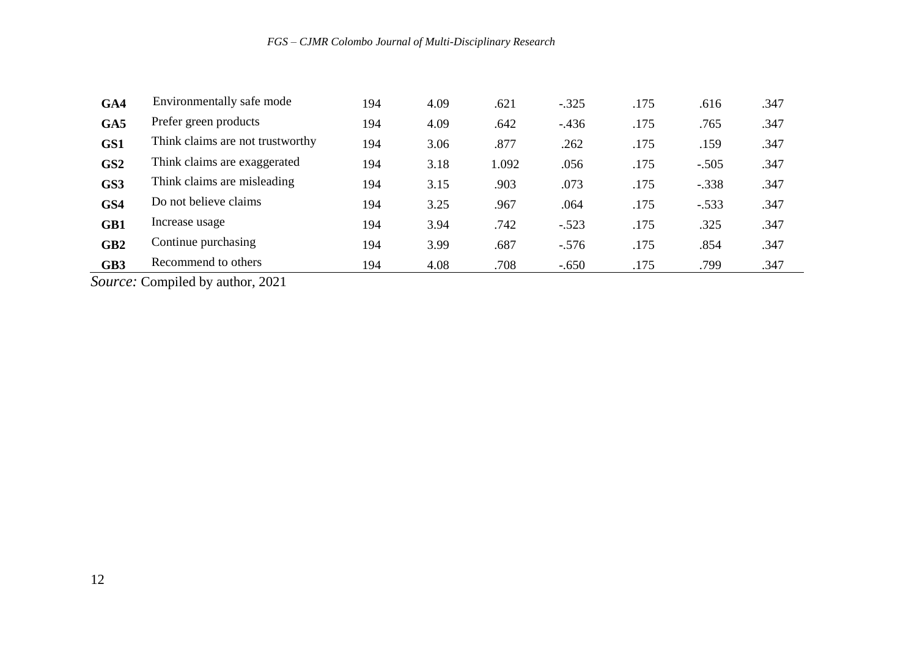| | | | | | | | | |
|---|---|---|---|---|---|---|---|---|
| **GA4** | Environmentally safe mode | 194 | 4.09 | .621 | -.325 | .175 | .616 | .347 |
| **GA5** | Prefer green products | 194 | 4.09 | .642 | -.436 | .175 | .765 | .347 |
| **GS1** | Think claims are not trustworthy | 194 | 3.06 | .877 | .262 | .175 | .159 | .347 |
| **GS2** | Think claims are exaggerated | 194 | 3.18 | 1.092 | .056 | .175 | -.505 | .347 |
| **GS3** | Think claims are misleading | 194 | 3.15 | .903 | .073 | .175 | -.338 | .347 |
| **GS4** | Do not believe claims | 194 | 3.25 | .967 | .064 | .175 | -.533 | .347 |
| **GB1** | Increase usage | 194 | 3.94 | .742 | -.523 | .175 | .325 | .347 |
| **GB2** | Continue purchasing | 194 | 3.99 | .687 | -.576 | .175 | .854 | .347 |
| **GB3** | Recommend to others | 194 | 4.08 | .708 | -.650 | .175 | .799 | .347 |

*Source:* Compiled by author, 2021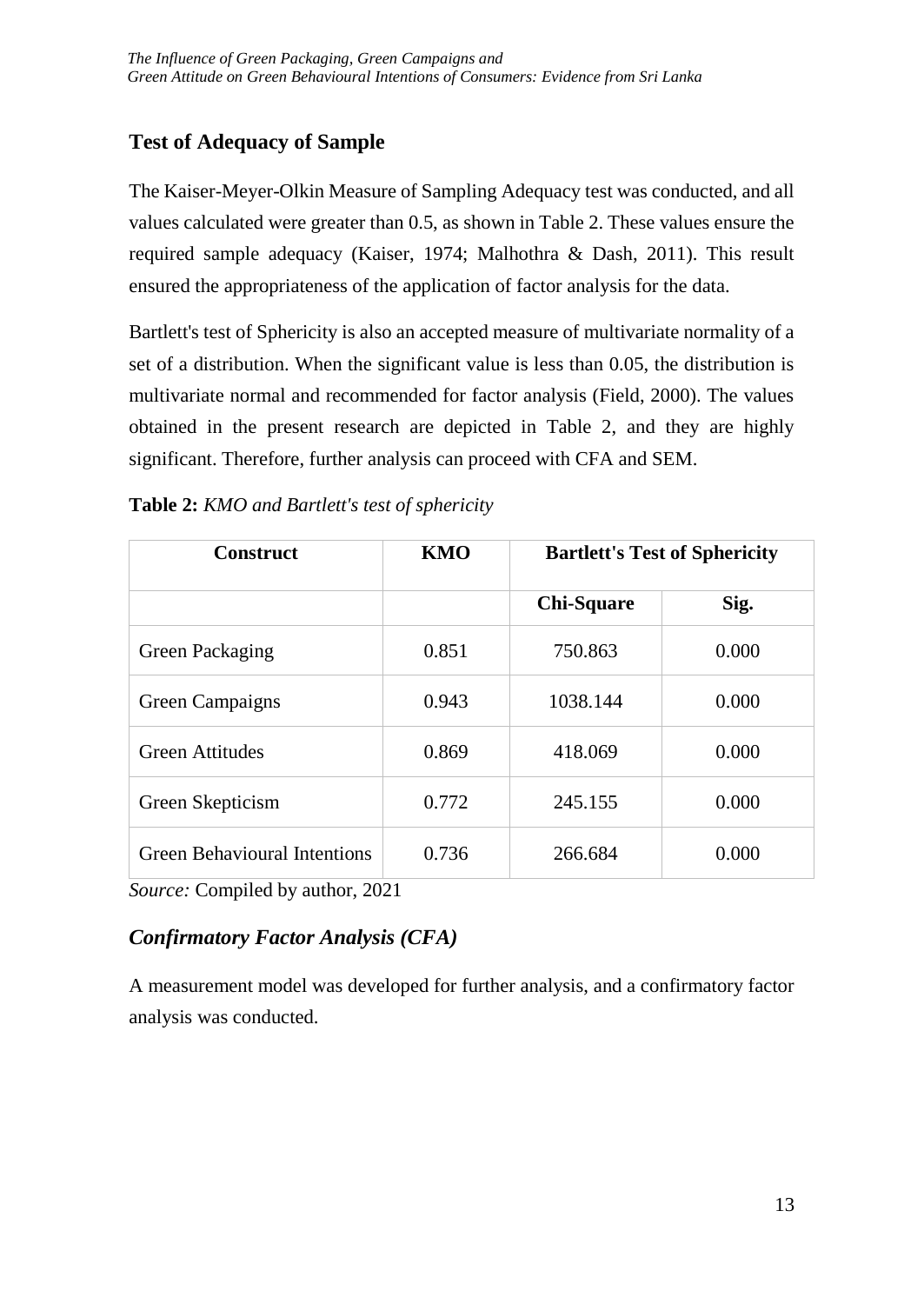## Test of Adequacy of Sample

The Kaiser-Meyer-Olkin Measure of Sampling Adequacy test was conducted, and all values calculated were greater than 0.5, as shown in Table 2. These values ensure the required sample adequacy (Kaiser, 1974; Malhothra & Dash, 2011). This result ensured the appropriateness of the application of factor analysis for the data.

Bartlett's test of Sphericity is also an accepted measure of multivariate normality of a set of a distribution. When the significant value is less than 0.05, the distribution is multivariate normal and recommended for factor analysis (Field, 2000). The values obtained in the present research are depicted in Table 2, and they are highly significant. Therefore, further analysis can proceed with CFA and SEM.

**Table 2:** *KMO and Bartlett's test of sphericity*

| Construct | KMO | Bartlett's Test of Sphericity | |
|---|---|---|---|
| | | Chi-Square | Sig. |
| Green Packaging | 0.851 | 750.863 | 0.000 |
| Green Campaigns | 0.943 | 1038.144 | 0.000 |
| Green Attitudes | 0.869 | 418.069 | 0.000 |
| Green Skepticism | 0.772 | 245.155 | 0.000 |
| Green Behavioural Intentions | 0.736 | 266.684 | 0.000 |

*Source:* Compiled by author, 2021

### *Confirmatory Factor Analysis (CFA)*

A measurement model was developed for further analysis, and a confirmatory factor analysis was conducted.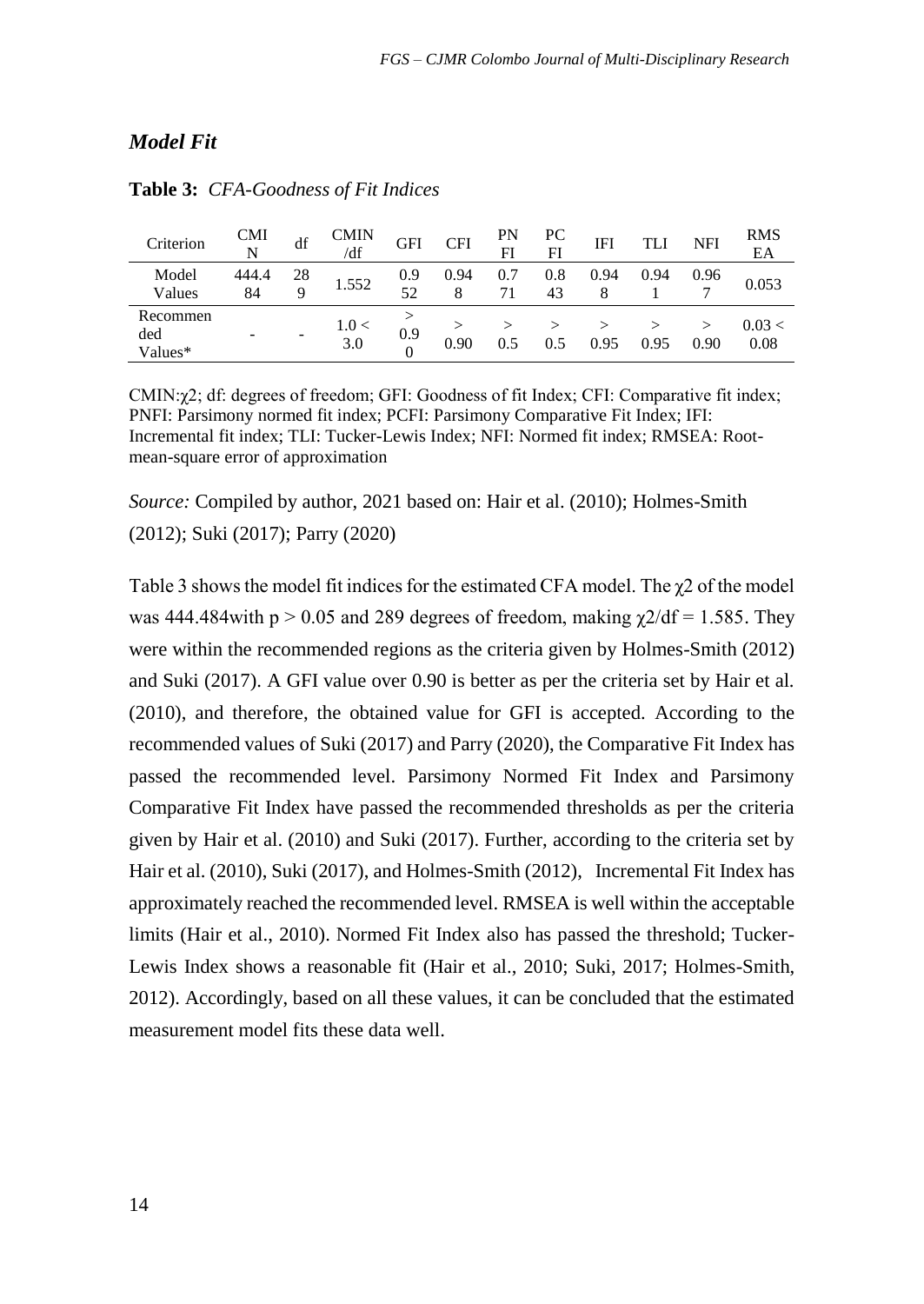### *Model Fit*

**Table 3:** *CFA-Goodness of Fit Indices*

| Criterion | CMIN | df | CMIN/df | GFI | CFI | PNFI | PCFI | IFI | TLI | NFI | RMSEA |
|---|---|---|---|---|---|---|---|---|---|---|---|
| Model Values | 444.484 | 289 | 1.552 | 0.952 | 0.948 | 0.771 | 0.843 | 0.948 | 0.941 | 0.967 | 0.053 |
| Recommended Values* | - | - | 1.0 < 3.0 | > 0.90 | > 0.90 | > 0.5 | > 0.5 | > 0.95 | > 0.95 | > 0.90 | 0.03 < 0.08 |

CMIN:χ2; df: degrees of freedom; GFI: Goodness of fit Index; CFI: Comparative fit index; PNFI: Parsimony normed fit index; PCFI: Parsimony Comparative Fit Index; IFI: Incremental fit index; TLI: Tucker-Lewis Index; NFI: Normed fit index; RMSEA: Root-mean-square error of approximation

*Source:* Compiled by author, 2021 based on: Hair et al. (2010); Holmes-Smith (2012); Suki (2017); Parry (2020)

Table 3 shows the model fit indices for the estimated CFA model. The $\chi^2$ of the model was 444.484with $p > 0.05$ and 289 degrees of freedom, making $\chi^2/df = 1.585$. They were within the recommended regions as the criteria given by Holmes-Smith (2012) and Suki (2017). A GFI value over 0.90 is better as per the criteria set by Hair et al. (2010), and therefore, the obtained value for GFI is accepted. According to the recommended values of Suki (2017) and Parry (2020), the Comparative Fit Index has passed the recommended level. Parsimony Normed Fit Index and Parsimony Comparative Fit Index have passed the recommended thresholds as per the criteria given by Hair et al. (2010) and Suki (2017). Further, according to the criteria set by Hair et al. (2010), Suki (2017), and Holmes-Smith (2012), Incremental Fit Index has approximately reached the recommended level. RMSEA is well within the acceptable limits (Hair et al., 2010). Normed Fit Index also has passed the threshold; Tucker-Lewis Index shows a reasonable fit (Hair et al., 2010; Suki, 2017; Holmes-Smith, 2012). Accordingly, based on all these values, it can be concluded that the estimated measurement model fits these data well.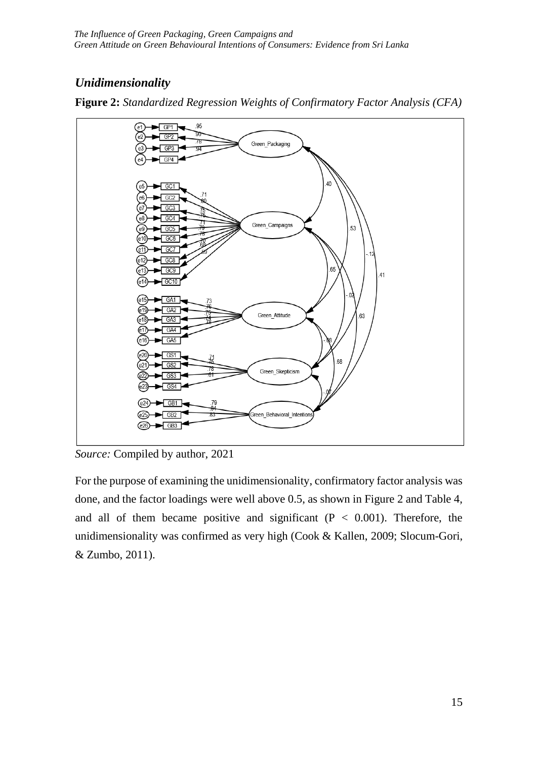## *Unidimensionality*

**Figure 2:** *Standardized Regression Weights of Confirmatory Factor Analysis (CFA)*

*Source:* Compiled by author, 2021

For the purpose of examining the unidimensionality, confirmatory factor analysis was done, and the factor loadings were well above 0.5, as shown in Figure 2 and Table 4, and all of them became positive and significant ($P < 0.001$). Therefore, the unidimensionality was confirmed as very high (Cook & Kallen, 2009; Slocum-Gori, & Zumbo, 2011).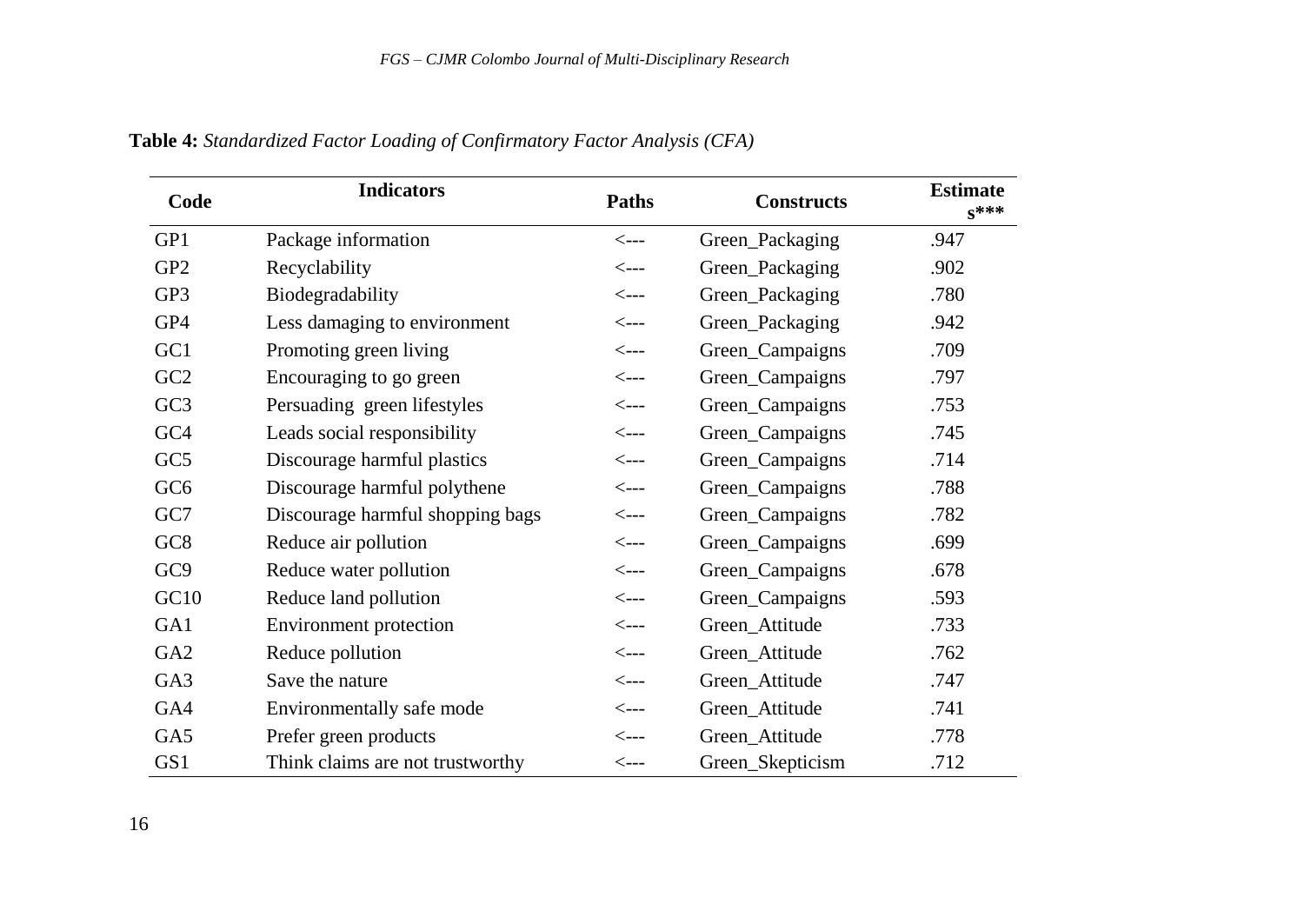**Table 4:** *Standardized Factor Loading of Confirmatory Factor Analysis (CFA)*

| Code | Indicators | Paths | Constructs | Estimates*** |
|---|---|---|---|---|
| GP1 | Package information | <--- | Green_Packaging | .947 |
| GP2 | Recyclability | <--- | Green_Packaging | .902 |
| GP3 | Biodegradability | <--- | Green_Packaging | .780 |
| GP4 | Less damaging to environment | <--- | Green_Packaging | .942 |
| GC1 | Promoting green living | <--- | Green_Campaigns | .709 |
| GC2 | Encouraging to go green | <--- | Green_Campaigns | .797 |
| GC3 | Persuading green lifestyles | <--- | Green_Campaigns | .753 |
| GC4 | Leads social responsibility | <--- | Green_Campaigns | .745 |
| GC5 | Discourage harmful plastics | <--- | Green_Campaigns | .714 |
| GC6 | Discourage harmful polythene | <--- | Green_Campaigns | .788 |
| GC7 | Discourage harmful shopping bags | <--- | Green_Campaigns | .782 |
| GC8 | Reduce air pollution | <--- | Green_Campaigns | .699 |
| GC9 | Reduce water pollution | <--- | Green_Campaigns | .678 |
| GC10 | Reduce land pollution | <--- | Green_Campaigns | .593 |
| GA1 | Environment protection | <--- | Green_Attitude | .733 |
| GA2 | Reduce pollution | <--- | Green_Attitude | .762 |
| GA3 | Save the nature | <--- | Green_Attitude | .747 |
| GA4 | Environmentally safe mode | <--- | Green_Attitude | .741 |
| GA5 | Prefer green products | <--- | Green_Attitude | .778 |
| GS1 | Think claims are not trustworthy | <--- | Green_Skepticism | .712 |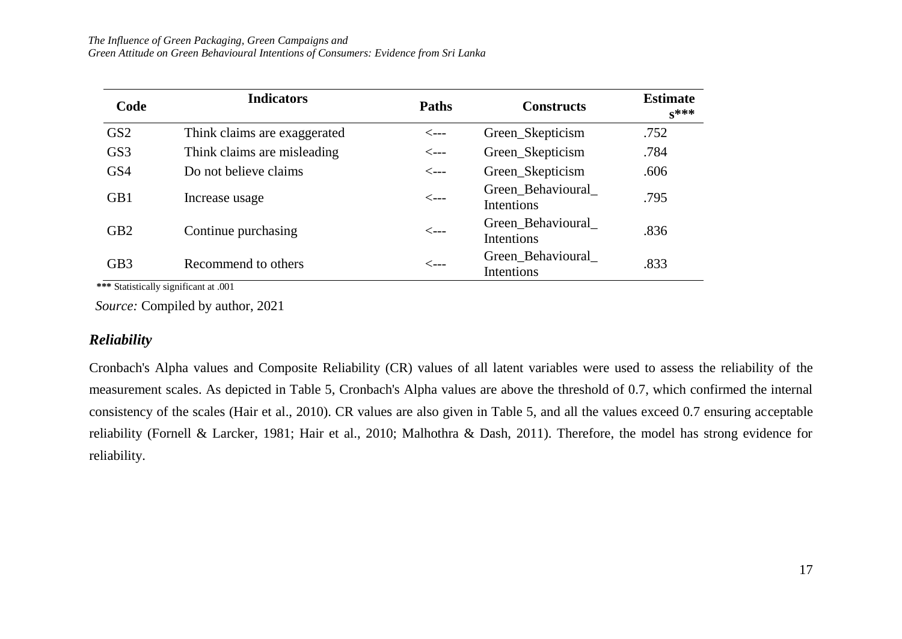| Code | Indicators | Paths | Constructs | Estimates*** |
|---|---|---|---|---|
| GS2 | Think claims are exaggerated | <--- | Green_Skepticism | .752 |
| GS3 | Think claims are misleading | <--- | Green_Skepticism | .784 |
| GS4 | Do not believe claims | <--- | Green_Skepticism | .606 |
| GB1 | Increase usage | <--- | Green_Behavioural_Intentions | .795 |
| GB2 | Continue purchasing | <--- | Green_Behavioural_Intentions | .836 |
| GB3 | Recommend to others | <--- | Green_Behavioural_Intentions | .833 |

*** Statistically significant at .001

*Source:* Compiled by author, 2021

### *Reliability*

Cronbach's Alpha values and Composite Reliability (CR) values of all latent variables were used to assess the reliability of the measurement scales. As depicted in Table 5, Cronbach's Alpha values are above the threshold of 0.7, which confirmed the internal consistency of the scales (Hair et al., 2010). CR values are also given in Table 5, and all the values exceed 0.7 ensuring acceptable reliability (Fornell & Larcker, 1981; Hair et al., 2010; Malhothra & Dash, 2011). Therefore, the model has strong evidence for reliability.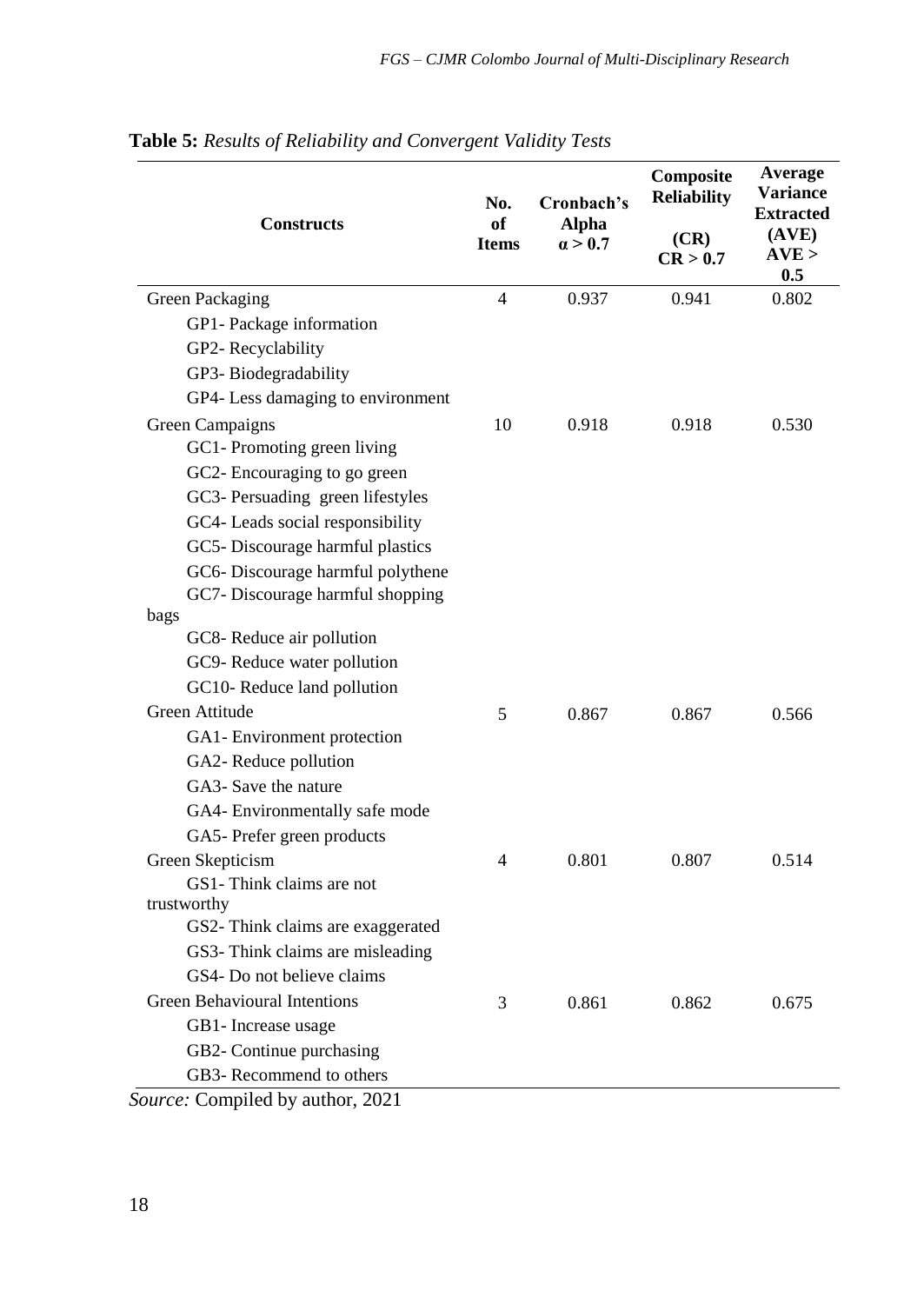**Table 5:** *Results of Reliability and Convergent Validity Tests*

| Constructs | No. of Items | Cronbach's Alpha $\alpha > 0.7$ | Composite Reliability (CR) CR > 0.7 | Average Variance Extracted (AVE) AVE > 0.5 |
|---|---|---|---|---|
| Green Packaging | 4 | 0.937 | 0.941 | 0.802 |
| GP1- Package information | | | | |
| GP2- Recyclability | | | | |
| GP3- Biodegradability | | | | |
| GP4- Less damaging to environment | | | | |
| Green Campaigns | 10 | 0.918 | 0.918 | 0.530 |
| GC1- Promoting green living | | | | |
| GC2- Encouraging to go green | | | | |
| GC3- Persuading green lifestyles | | | | |
| GC4- Leads social responsibility | | | | |
| GC5- Discourage harmful plastics | | | | |
| GC6- Discourage harmful polythene | | | | |
| GC7- Discourage harmful shopping bags | | | | |
| GC8- Reduce air pollution | | | | |
| GC9- Reduce water pollution | | | | |
| GC10- Reduce land pollution | | | | |
| Green Attitude | 5 | 0.867 | 0.867 | 0.566 |
| GA1- Environment protection | | | | |
| GA2- Reduce pollution | | | | |
| GA3- Save the nature | | | | |
| GA4- Environmentally safe mode | | | | |
| GA5- Prefer green products | | | | |
| Green Skepticism | 4 | 0.801 | 0.807 | 0.514 |
| GS1- Think claims are not trustworthy | | | | |
| GS2- Think claims are exaggerated | | | | |
| GS3- Think claims are misleading | | | | |
| GS4- Do not believe claims | | | | |
| Green Behavioural Intentions | 3 | 0.861 | 0.862 | 0.675 |
| GB1- Increase usage | | | | |
| GB2- Continue purchasing | | | | |
| GB3- Recommend to others | | | | |

*Source:* Compiled by author, 2021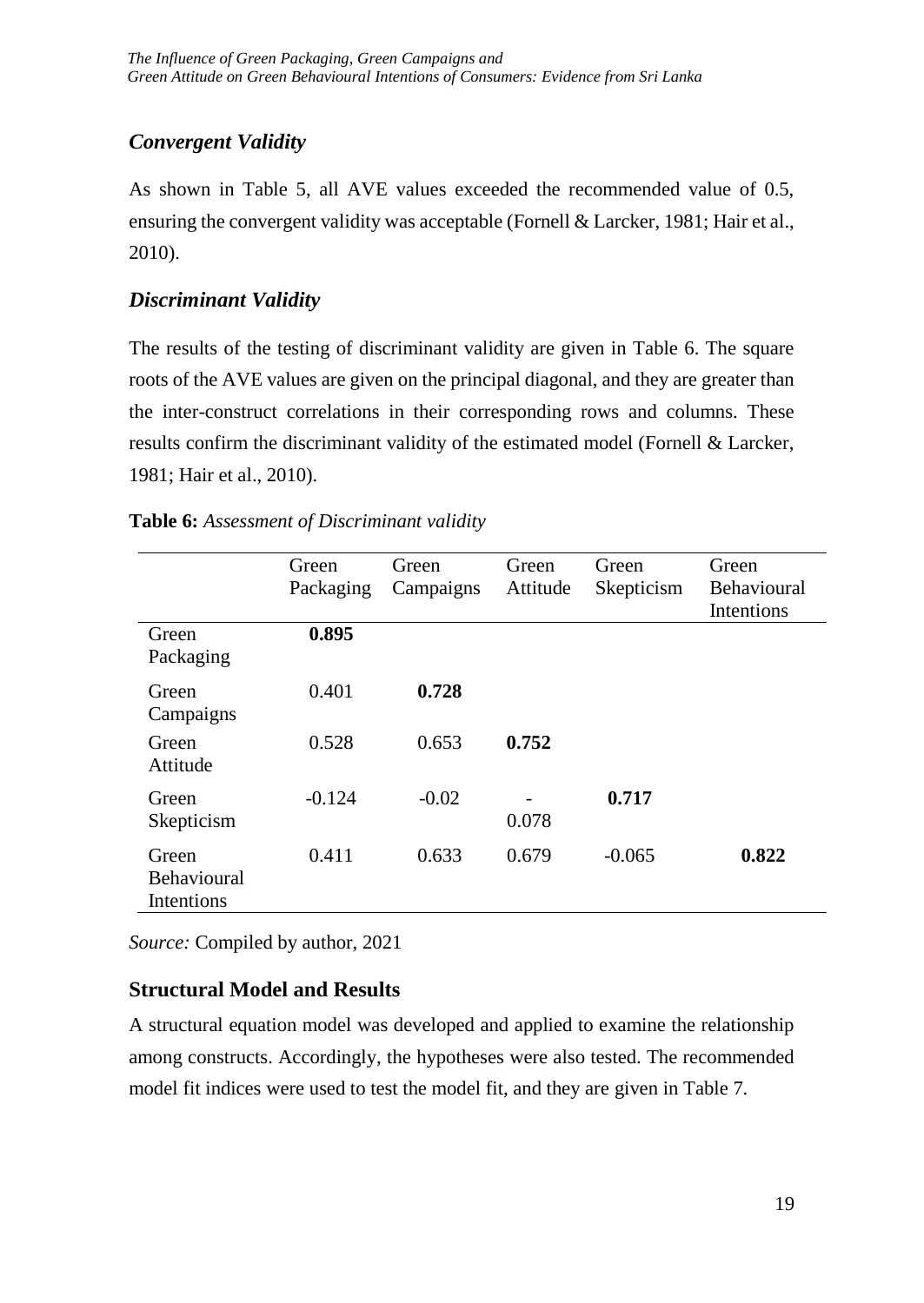### *Convergent Validity*

As shown in Table 5, all AVE values exceeded the recommended value of 0.5, ensuring the convergent validity was acceptable (Fornell & Larcker, 1981; Hair et al., 2010).

### *Discriminant Validity*

The results of the testing of discriminant validity are given in Table 6. The square roots of the AVE values are given on the principal diagonal, and they are greater than the inter-construct correlations in their corresponding rows and columns. These results confirm the discriminant validity of the estimated model (Fornell & Larcker, 1981; Hair et al., 2010).

**Table 6:** *Assessment of Discriminant validity*

| | Green Packaging | Green Campaigns | Green Attitude | Green Skepticism | Green Behavioural Intentions |
|---|---|---|---|---|---|
| Green Packaging | **0.895** | | | | |
| Green Campaigns | 0.401 | **0.728** | | | |
| Green Attitude | 0.528 | 0.653 | **0.752** | | |
| Green Skepticism | -0.124 | -0.02 | - 0.078 | **0.717** | |
| Green Behavioural Intentions | 0.411 | 0.633 | 0.679 | -0.065 | **0.822** |

*Source:* Compiled by author, 2021

## Structural Model and Results

A structural equation model was developed and applied to examine the relationship among constructs. Accordingly, the hypotheses were also tested. The recommended model fit indices were used to test the model fit, and they are given in Table 7.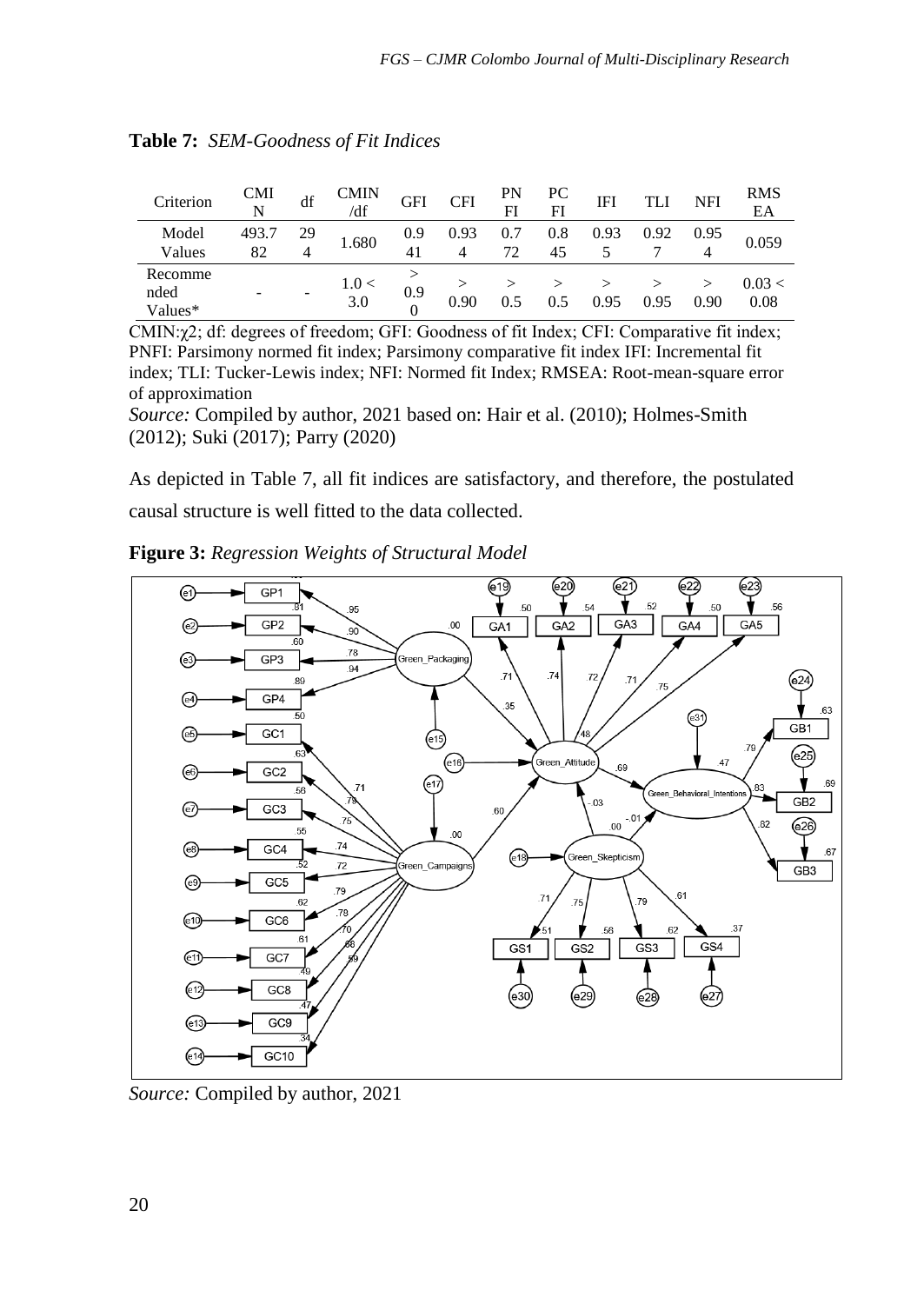**Table 7:** *SEM-Goodness of Fit Indices*

| Criterion | CMIN | df | CMIN/df | GFI | CFI | PNFI | PCFI | IFI | TLI | NFI | RMSEA |
|---|---|---|---|---|---|---|---|---|---|---|---|
| Model Values | 493.782 | 294 | 1.680 | 0.941 | 0.934 | 0.772 | 0.845 | 0.935 | 0.927 | 0.954 | 0.059 |
| Recommended Values* | - | - | 1.0 < 3.0 | > 0.90 | > 0.90 | > 0.5 | > 0.5 | > 0.95 | > 0.95 | > 0.90 | 0.03 < 0.08 |

CMIN:χ2; df: degrees of freedom; GFI: Goodness of fit Index; CFI: Comparative fit index; PNFI: Parsimony normed fit index; Parsimony comparative fit index IFI: Incremental fit index; TLI: Tucker-Lewis index; NFI: Normed fit Index; RMSEA: Root-mean-square error of approximation

*Source:* Compiled by author, 2021 based on: Hair et al. (2010); Holmes-Smith (2012); Suki (2017); Parry (2020)

As depicted in Table 7, all fit indices are satisfactory, and therefore, the postulated causal structure is well fitted to the data collected.

**Figure 3:** *Regression Weights of Structural Model*

*Source:* Compiled by author, 2021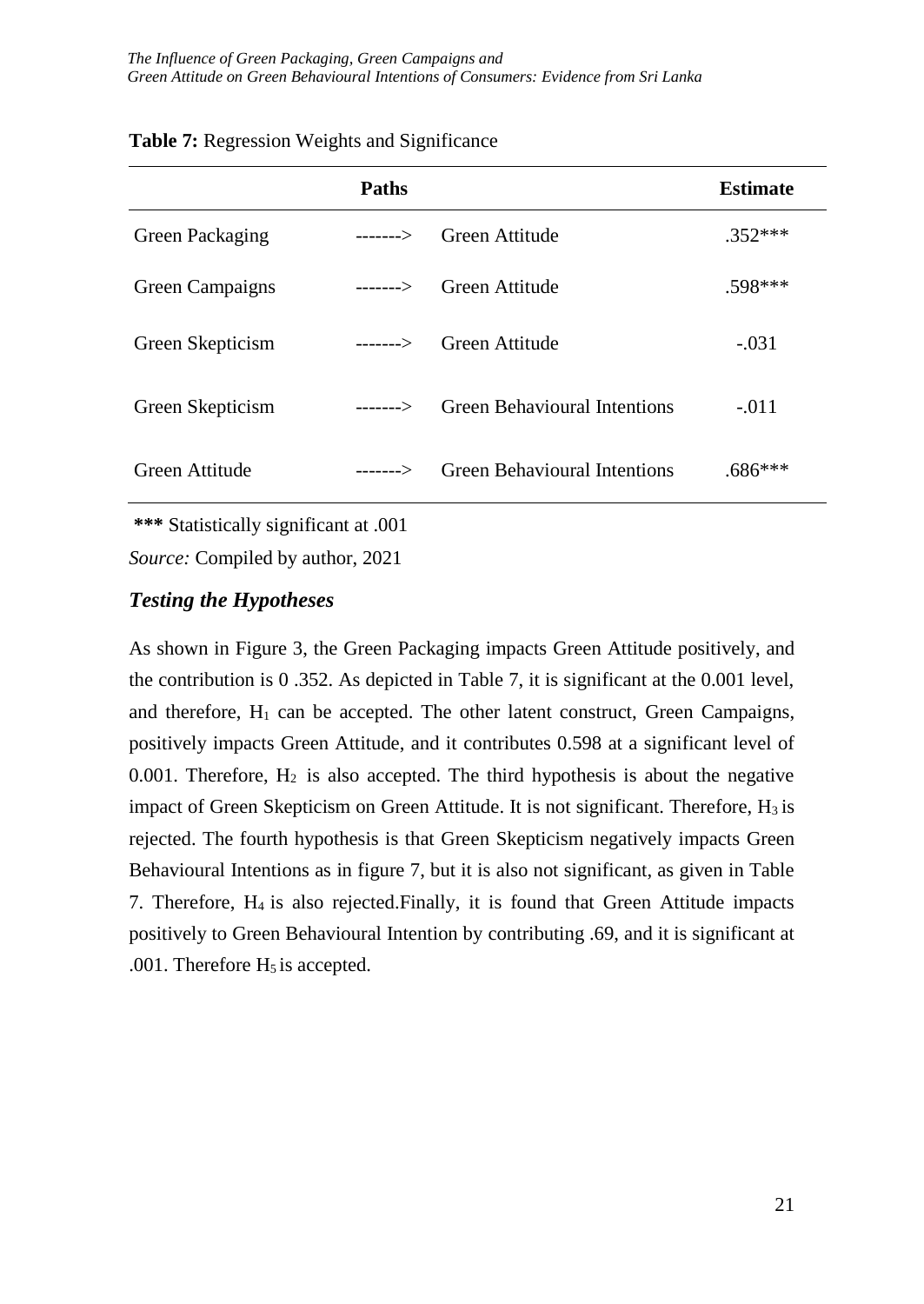**Table 7:** Regression Weights and Significance

| Paths | | | Estimate |
|---|---|---|---|
| Green Packaging | -------> | Green Attitude | .352*** |
| Green Campaigns | -------> | Green Attitude | .598*** |
| Green Skepticism | -------> | Green Attitude | -.031 |
| Green Skepticism | -------> | Green Behavioural Intentions | -.011 |
| Green Attitude | -------> | Green Behavioural Intentions | .686*** |

**\*\*\*** Statistically significant at .001

*Source:* Compiled by author, 2021

### *Testing the Hypotheses*

As shown in Figure 3, the Green Packaging impacts Green Attitude positively, and the contribution is 0 .352. As depicted in Table 7, it is significant at the 0.001 level, and therefore, $H_1$ can be accepted. The other latent construct, Green Campaigns, positively impacts Green Attitude, and it contributes 0.598 at a significant level of 0.001. Therefore, $H_2$ is also accepted. The third hypothesis is about the negative impact of Green Skepticism on Green Attitude. It is not significant. Therefore, $H_3$ is rejected. The fourth hypothesis is that Green Skepticism negatively impacts Green Behavioural Intentions as in figure 7, but it is also not significant, as given in Table 7. Therefore, $H_4$ is also rejected.Finally, it is found that Green Attitude impacts positively to Green Behavioural Intention by contributing .69, and it is significant at .001. Therefore $H_5$ is accepted.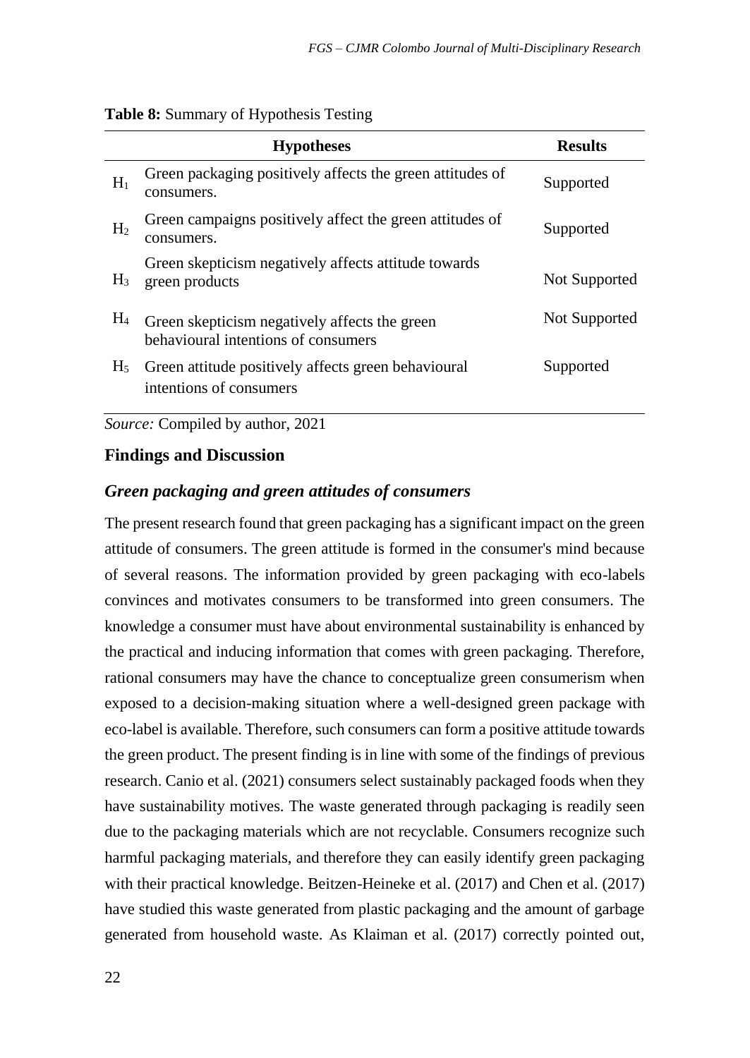**Table 8:** Summary of Hypothesis Testing

| | Hypotheses | Results |
|---|---|---|
| $H_1$ | Green packaging positively affects the green attitudes of consumers. | Supported |
| $H_2$ | Green campaigns positively affect the green attitudes of consumers. | Supported |
| $H_3$ | Green skepticism negatively affects attitude towards green products | Not Supported |
| $H_4$ | Green skepticism negatively affects the green behavioural intentions of consumers | Not Supported |
| $H_5$ | Green attitude positively affects green behavioural intentions of consumers | Supported |

*Source:* Compiled by author, 2021

## Findings and Discussion

### *Green packaging and green attitudes of consumers*

The present research found that green packaging has a significant impact on the green attitude of consumers. The green attitude is formed in the consumer's mind because of several reasons. The information provided by green packaging with eco-labels convinces and motivates consumers to be transformed into green consumers. The knowledge a consumer must have about environmental sustainability is enhanced by the practical and inducing information that comes with green packaging. Therefore, rational consumers may have the chance to conceptualize green consumerism when exposed to a decision-making situation where a well-designed green package with eco-label is available. Therefore, such consumers can form a positive attitude towards the green product. The present finding is in line with some of the findings of previous research. Canio et al. (2021) consumers select sustainably packaged foods when they have sustainability motives. The waste generated through packaging is readily seen due to the packaging materials which are not recyclable. Consumers recognize such harmful packaging materials, and therefore they can easily identify green packaging with their practical knowledge. Beitzen-Heineke et al. (2017) and Chen et al. (2017) have studied this waste generated from plastic packaging and the amount of garbage generated from household waste. As Klaiman et al. (2017) correctly pointed out,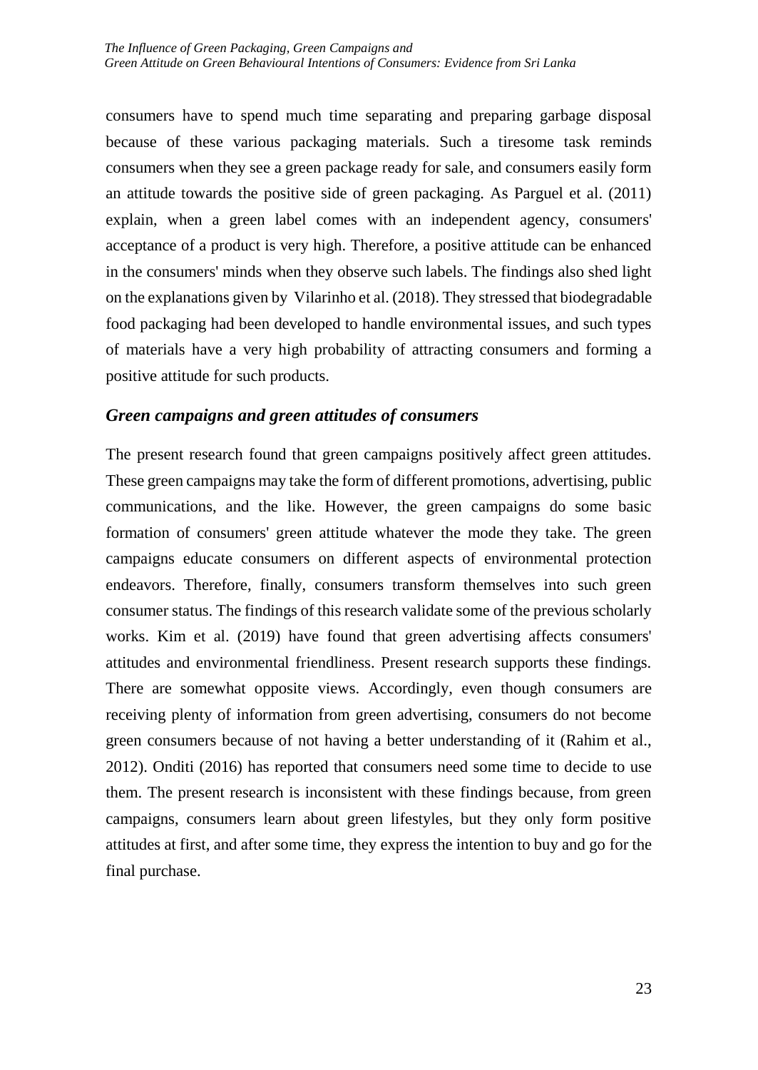consumers have to spend much time separating and preparing garbage disposal because of these various packaging materials. Such a tiresome task reminds consumers when they see a green package ready for sale, and consumers easily form an attitude towards the positive side of green packaging. As Parguel et al. (2011) explain, when a green label comes with an independent agency, consumers' acceptance of a product is very high. Therefore, a positive attitude can be enhanced in the consumers' minds when they observe such labels. The findings also shed light on the explanations given by Vilarinho et al. (2018). They stressed that biodegradable food packaging had been developed to handle environmental issues, and such types of materials have a very high probability of attracting consumers and forming a positive attitude for such products.

### *Green campaigns and green attitudes of consumers*

The present research found that green campaigns positively affect green attitudes. These green campaigns may take the form of different promotions, advertising, public communications, and the like. However, the green campaigns do some basic formation of consumers' green attitude whatever the mode they take. The green campaigns educate consumers on different aspects of environmental protection endeavors. Therefore, finally, consumers transform themselves into such green consumer status. The findings of this research validate some of the previous scholarly works. Kim et al. (2019) have found that green advertising affects consumers' attitudes and environmental friendliness. Present research supports these findings. There are somewhat opposite views. Accordingly, even though consumers are receiving plenty of information from green advertising, consumers do not become green consumers because of not having a better understanding of it (Rahim et al., 2012). Onditi (2016) has reported that consumers need some time to decide to use them. The present research is inconsistent with these findings because, from green campaigns, consumers learn about green lifestyles, but they only form positive attitudes at first, and after some time, they express the intention to buy and go for the final purchase.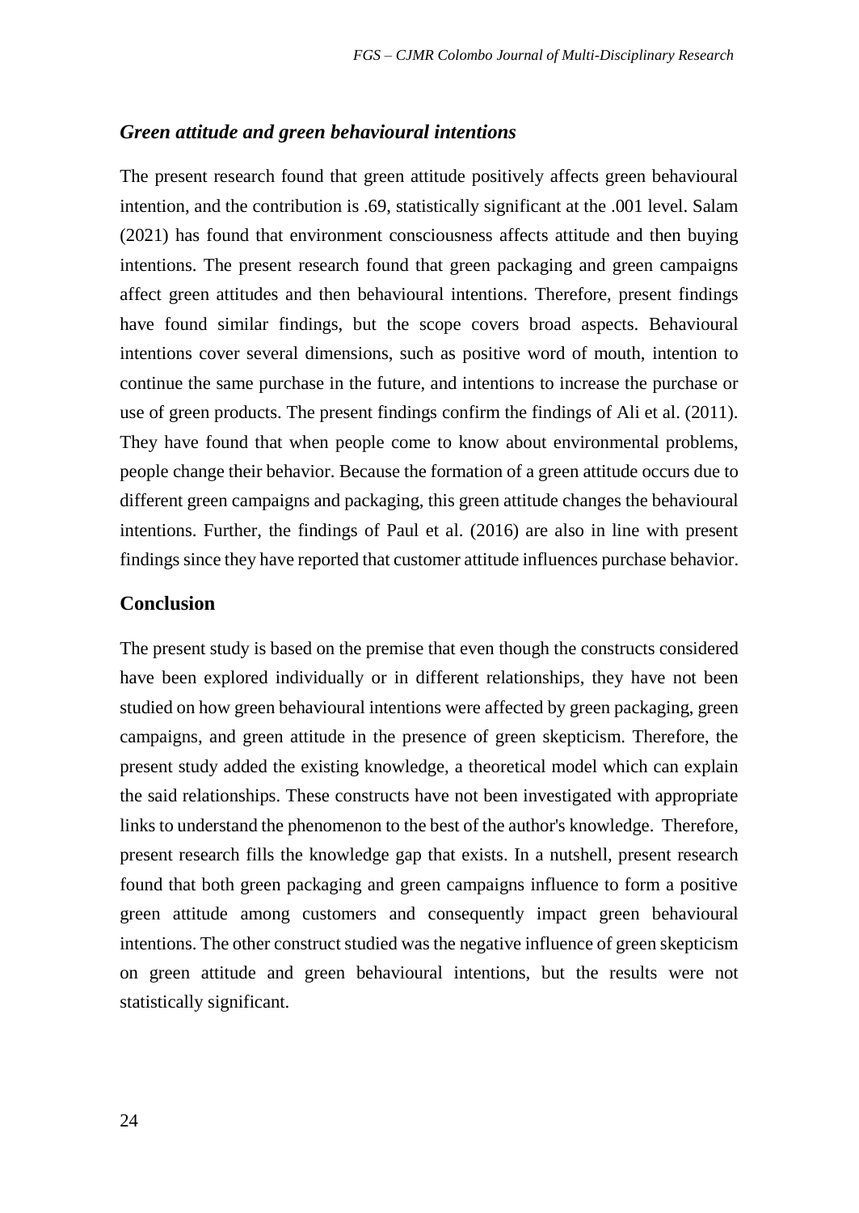### *Green attitude and green behavioural intentions*

The present research found that green attitude positively affects green behavioural intention, and the contribution is .69, statistically significant at the .001 level. Salam (2021) has found that environment consciousness affects attitude and then buying intentions. The present research found that green packaging and green campaigns affect green attitudes and then behavioural intentions. Therefore, present findings have found similar findings, but the scope covers broad aspects. Behavioural intentions cover several dimensions, such as positive word of mouth, intention to continue the same purchase in the future, and intentions to increase the purchase or use of green products. The present findings confirm the findings of Ali et al. (2011). They have found that when people come to know about environmental problems, people change their behavior. Because the formation of a green attitude occurs due to different green campaigns and packaging, this green attitude changes the behavioural intentions. Further, the findings of Paul et al. (2016) are also in line with present findings since they have reported that customer attitude influences purchase behavior.

## Conclusion

The present study is based on the premise that even though the constructs considered have been explored individually or in different relationships, they have not been studied on how green behavioural intentions were affected by green packaging, green campaigns, and green attitude in the presence of green skepticism. Therefore, the present study added the existing knowledge, a theoretical model which can explain the said relationships. These constructs have not been investigated with appropriate links to understand the phenomenon to the best of the author's knowledge. Therefore, present research fills the knowledge gap that exists. In a nutshell, present research found that both green packaging and green campaigns influence to form a positive green attitude among customers and consequently impact green behavioural intentions. The other construct studied was the negative influence of green skepticism on green attitude and green behavioural intentions, but the results were not statistically significant.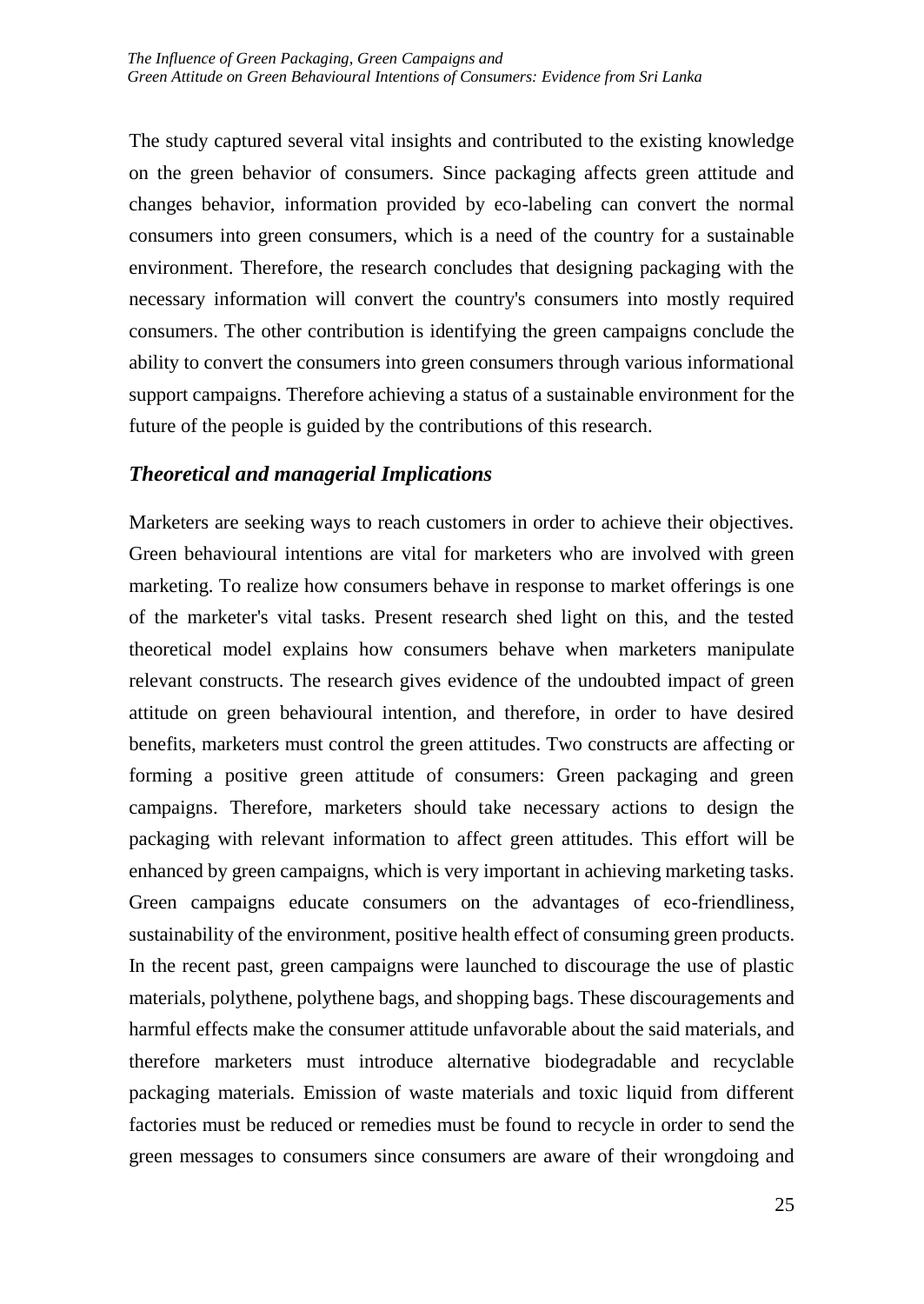The study captured several vital insights and contributed to the existing knowledge on the green behavior of consumers. Since packaging affects green attitude and changes behavior, information provided by eco-labeling can convert the normal consumers into green consumers, which is a need of the country for a sustainable environment. Therefore, the research concludes that designing packaging with the necessary information will convert the country's consumers into mostly required consumers. The other contribution is identifying the green campaigns conclude the ability to convert the consumers into green consumers through various informational support campaigns. Therefore achieving a status of a sustainable environment for the future of the people is guided by the contributions of this research.

## *Theoretical and managerial Implications*

Marketers are seeking ways to reach customers in order to achieve their objectives. Green behavioural intentions are vital for marketers who are involved with green marketing. To realize how consumers behave in response to market offerings is one of the marketer's vital tasks. Present research shed light on this, and the tested theoretical model explains how consumers behave when marketers manipulate relevant constructs. The research gives evidence of the undoubted impact of green attitude on green behavioural intention, and therefore, in order to have desired benefits, marketers must control the green attitudes. Two constructs are affecting or forming a positive green attitude of consumers: Green packaging and green campaigns. Therefore, marketers should take necessary actions to design the packaging with relevant information to affect green attitudes. This effort will be enhanced by green campaigns, which is very important in achieving marketing tasks. Green campaigns educate consumers on the advantages of eco-friendliness, sustainability of the environment, positive health effect of consuming green products. In the recent past, green campaigns were launched to discourage the use of plastic materials, polythene, polythene bags, and shopping bags. These discouragements and harmful effects make the consumer attitude unfavorable about the said materials, and therefore marketers must introduce alternative biodegradable and recyclable packaging materials. Emission of waste materials and toxic liquid from different factories must be reduced or remedies must be found to recycle in order to send the green messages to consumers since consumers are aware of their wrongdoing and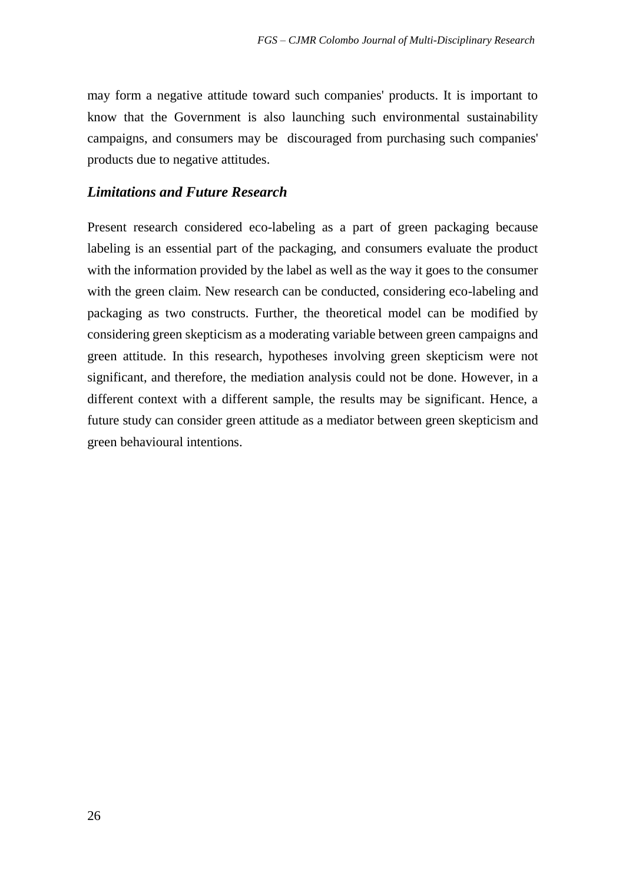may form a negative attitude toward such companies' products. It is important to know that the Government is also launching such environmental sustainability campaigns, and consumers may be discouraged from purchasing such companies' products due to negative attitudes.

### *Limitations and Future Research*

Present research considered eco-labeling as a part of green packaging because labeling is an essential part of the packaging, and consumers evaluate the product with the information provided by the label as well as the way it goes to the consumer with the green claim. New research can be conducted, considering eco-labeling and packaging as two constructs. Further, the theoretical model can be modified by considering green skepticism as a moderating variable between green campaigns and green attitude. In this research, hypotheses involving green skepticism were not significant, and therefore, the mediation analysis could not be done. However, in a different context with a different sample, the results may be significant. Hence, a future study can consider green attitude as a mediator between green skepticism and green behavioural intentions.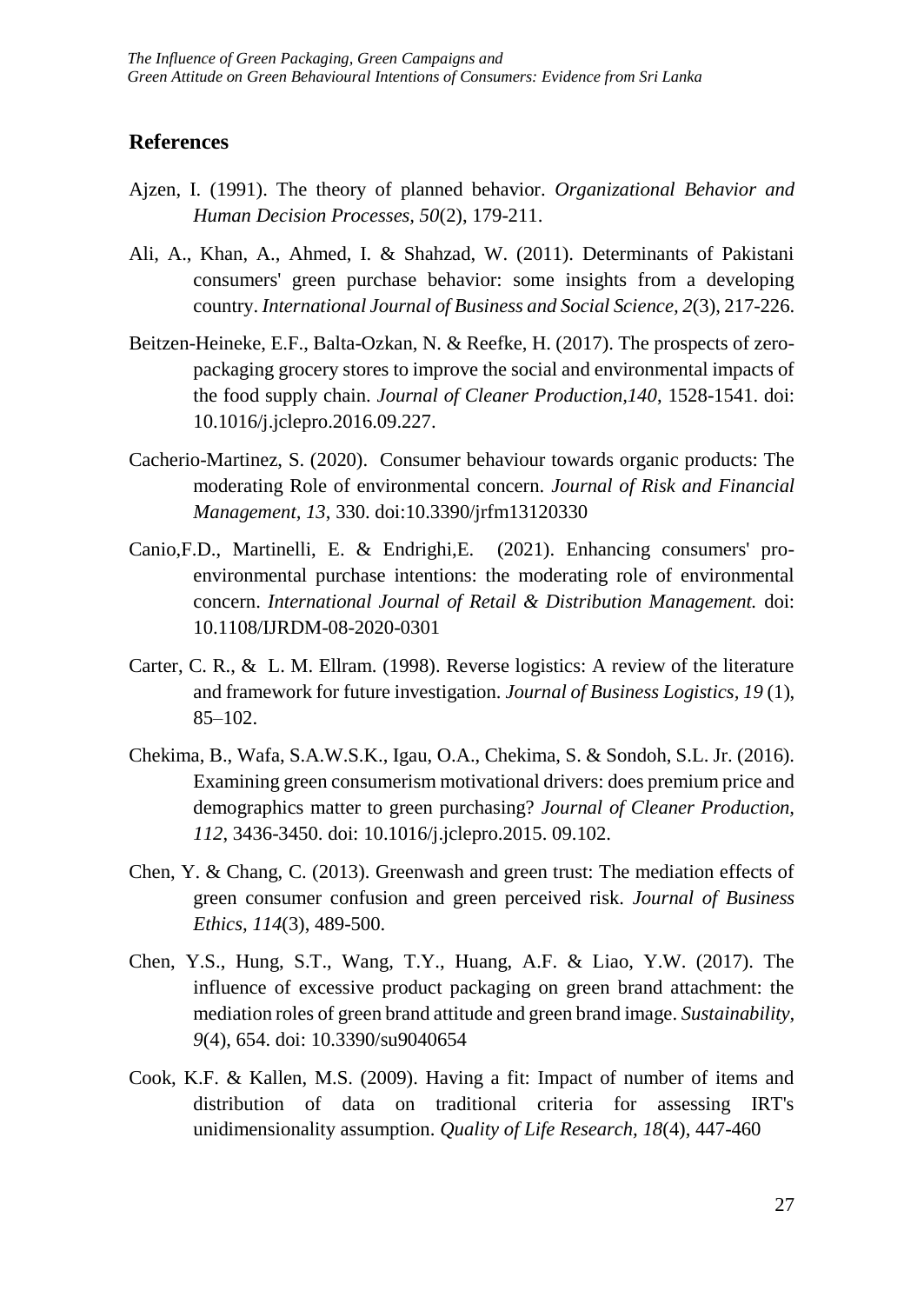## References

Ajzen, I. (1991). The theory of planned behavior. *Organizational Behavior and Human Decision Processes, 50*(2), 179-211.

Ali, A., Khan, A., Ahmed, I. & Shahzad, W. (2011). Determinants of Pakistani consumers' green purchase behavior: some insights from a developing country. *International Journal of Business and Social Science, 2*(3), 217-226.

Beitzen-Heineke, E.F., Balta-Ozkan, N. & Reefke, H. (2017). The prospects of zero-packaging grocery stores to improve the social and environmental impacts of the food supply chain. *Journal of Cleaner Production,140*, 1528-1541. doi: 10.1016/j.jclepro.2016.09.227.

Cacherio-Martinez, S. (2020). Consumer behaviour towards organic products: The moderating Role of environmental concern. *Journal of Risk and Financial Management, 13*, 330. doi:10.3390/jrfm13120330

Canio,F.D., Martinelli, E. & Endrighi,E. (2021). Enhancing consumers' pro-environmental purchase intentions: the moderating role of environmental concern. *International Journal of Retail & Distribution Management.* doi: 10.1108/IJRDM-08-2020-0301

Carter, C. R., & L. M. Ellram. (1998). Reverse logistics: A review of the literature and framework for future investigation. *Journal of Business Logistics, 19* (1), 85–102.

Chekima, B., Wafa, S.A.W.S.K., Igau, O.A., Chekima, S. & Sondoh, S.L. Jr. (2016). Examining green consumerism motivational drivers: does premium price and demographics matter to green purchasing? *Journal of Cleaner Production, 112*, 3436-3450. doi: 10.1016/j.jclepro.2015. 09.102.

Chen, Y. & Chang, C. (2013). Greenwash and green trust: The mediation effects of green consumer confusion and green perceived risk. *Journal of Business Ethics, 114*(3), 489-500.

Chen, Y.S., Hung, S.T., Wang, T.Y., Huang, A.F. & Liao, Y.W. (2017). The influence of excessive product packaging on green brand attachment: the mediation roles of green brand attitude and green brand image. *Sustainability, 9*(4), 654. doi: 10.3390/su9040654

Cook, K.F. & Kallen, M.S. (2009). Having a fit: Impact of number of items and distribution of data on traditional criteria for assessing IRT's unidimensionality assumption. *Quality of Life Research, 18*(4), 447-460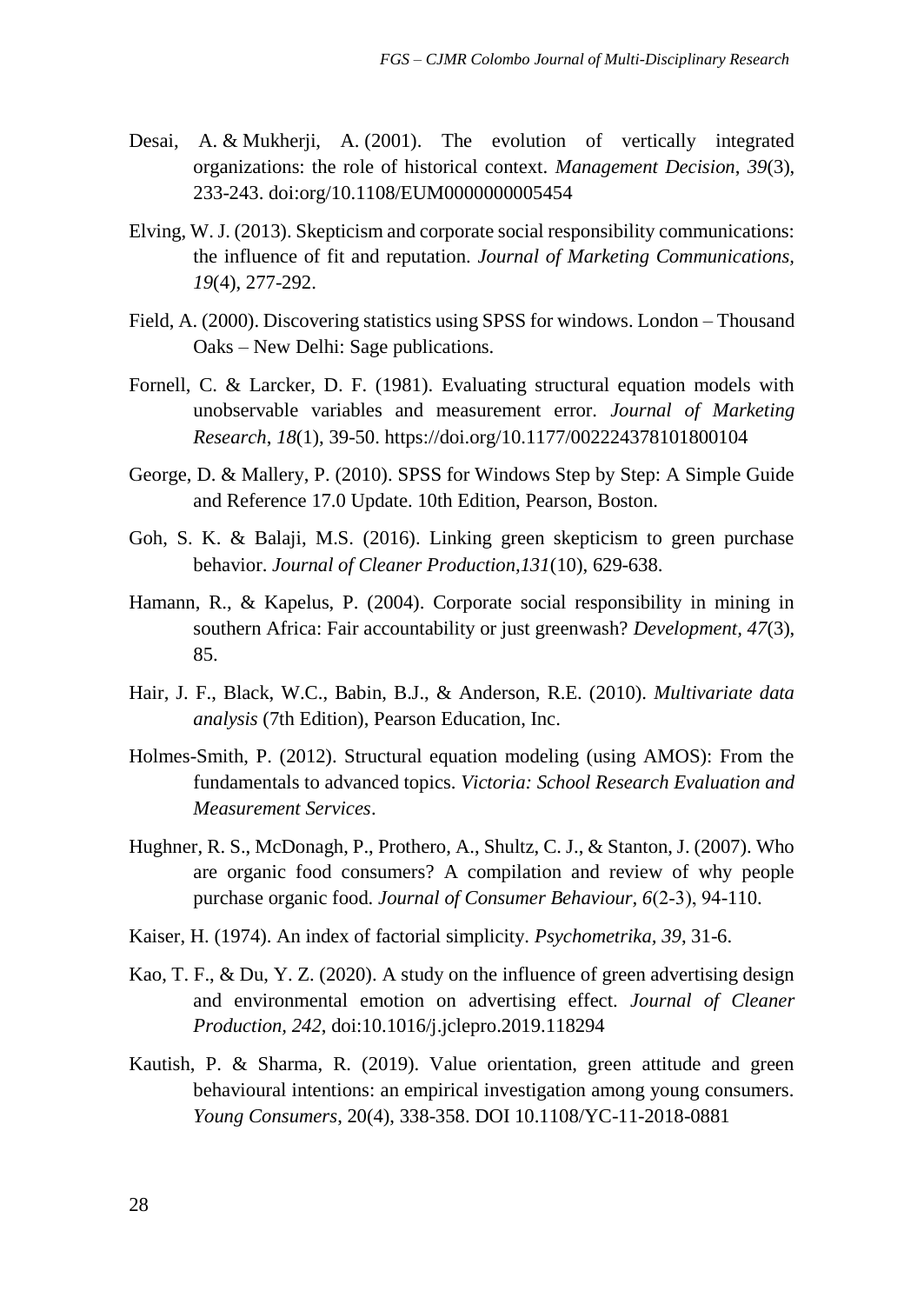Desai, A. & Mukherji, A. (2001). The evolution of vertically integrated organizations: the role of historical context. *Management Decision*, *39*(3), 233-243. doi:org/10.1108/EUM0000000005454

Elving, W. J. (2013). Skepticism and corporate social responsibility communications: the influence of fit and reputation. *Journal of Marketing Communications*, *19*(4), 277-292.

Field, A. (2000). Discovering statistics using SPSS for windows. London – Thousand Oaks – New Delhi: Sage publications.

Fornell, C. & Larcker, D. F. (1981). Evaluating structural equation models with unobservable variables and measurement error. *Journal of Marketing Research*, *18*(1), 39-50. https://doi.org/10.1177/002224378101800104

George, D. & Mallery, P. (2010). SPSS for Windows Step by Step: A Simple Guide and Reference 17.0 Update. 10th Edition, Pearson, Boston.

Goh, S. K. & Balaji, M.S. (2016). Linking green skepticism to green purchase behavior. *Journal of Cleaner Production,131*(10), 629-638.

Hamann, R., & Kapelus, P. (2004). Corporate social responsibility in mining in southern Africa: Fair accountability or just greenwash? *Development*, *47*(3), 85.

Hair, J. F., Black, W.C., Babin, B.J., & Anderson, R.E. (2010). *Multivariate data analysis* (7th Edition), Pearson Education, Inc.

Holmes-Smith, P. (2012). Structural equation modeling (using AMOS): From the fundamentals to advanced topics. *Victoria: School Research Evaluation and Measurement Services*.

Hughner, R. S., McDonagh, P., Prothero, A., Shultz, C. J., & Stanton, J. (2007). Who are organic food consumers? A compilation and review of why people purchase organic food. *Journal of Consumer Behaviour*, *6*(2‐3), 94-110.

Kaiser, H. (1974). An index of factorial simplicity. *Psychometrika*, *39*, 31-6.

Kao, T. F., & Du, Y. Z. (2020). A study on the influence of green advertising design and environmental emotion on advertising effect. *Journal of Cleaner Production*, *242*, doi:10.1016/j.jclepro.2019.118294

Kautish, P. & Sharma, R. (2019). Value orientation, green attitude and green behavioural intentions: an empirical investigation among young consumers. *Young Consumers*, 20(4), 338-358. DOI 10.1108/YC-11-2018-0881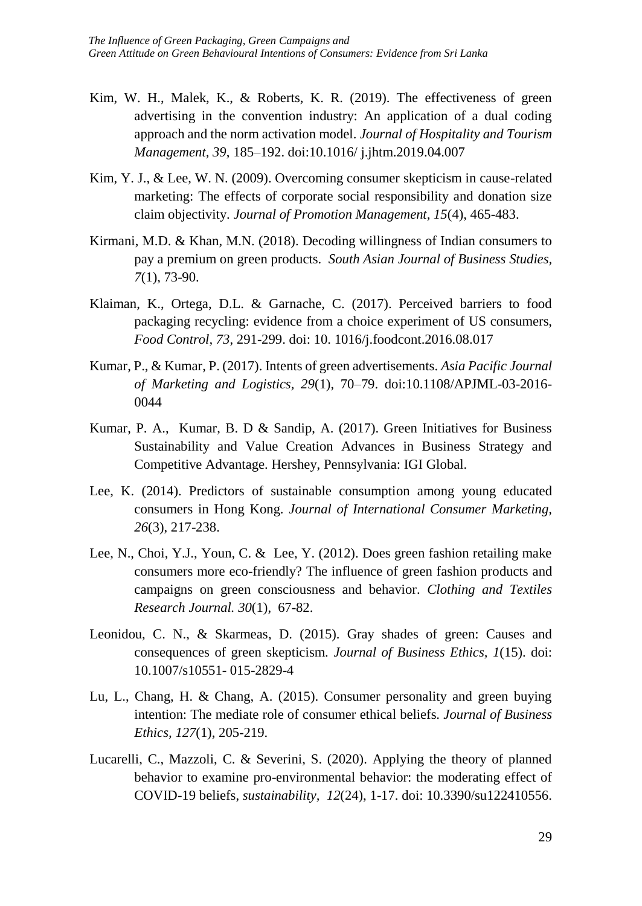Kim, W. H., Malek, K., & Roberts, K. R. (2019). The effectiveness of green advertising in the convention industry: An application of a dual coding approach and the norm activation model. *Journal of Hospitality and Tourism Management, 39*, 185–192. doi:10.1016/ j.jhtm.2019.04.007

Kim, Y. J., & Lee, W. N. (2009). Overcoming consumer skepticism in cause-related marketing: The effects of corporate social responsibility and donation size claim objectivity. *Journal of Promotion Management, 15*(4), 465-483.

Kirmani, M.D. & Khan, M.N. (2018). Decoding willingness of Indian consumers to pay a premium on green products. *South Asian Journal of Business Studies, 7*(1), 73-90.

Klaiman, K., Ortega, D.L. & Garnache, C. (2017). Perceived barriers to food packaging recycling: evidence from a choice experiment of US consumers, *Food Control, 73*, 291-299. doi: 10. 1016/j.foodcont.2016.08.017

Kumar, P., & Kumar, P. (2017). Intents of green advertisements. *Asia Pacific Journal of Marketing and Logistics, 29*(1), 70–79. doi:10.1108/APJML-03-2016-0044

Kumar, P. A., Kumar, B. D & Sandip, A. (2017). Green Initiatives for Business Sustainability and Value Creation Advances in Business Strategy and Competitive Advantage. Hershey, Pennsylvania: IGI Global.

Lee, K. (2014). Predictors of sustainable consumption among young educated consumers in Hong Kong. *Journal of International Consumer Marketing, 26*(3), 217-238.

Lee, N., Choi, Y.J., Youn, C. & Lee, Y. (2012). Does green fashion retailing make consumers more eco-friendly? The influence of green fashion products and campaigns on green consciousness and behavior. *Clothing and Textiles Research Journal. 30*(1), 67-82.

Leonidou, C. N., & Skarmeas, D. (2015). Gray shades of green: Causes and consequences of green skepticism. *Journal of Business Ethics, 1*(15). doi: 10.1007/s10551- 015-2829-4

Lu, L., Chang, H. & Chang, A. (2015). Consumer personality and green buying intention: The mediate role of consumer ethical beliefs. *Journal of Business Ethics, 127*(1), 205-219.

Lucarelli, C., Mazzoli, C. & Severini, S. (2020). Applying the theory of planned behavior to examine pro-environmental behavior: the moderating effect of COVID-19 beliefs, *sustainability, 12*(24), 1-17. doi: 10.3390/su122410556.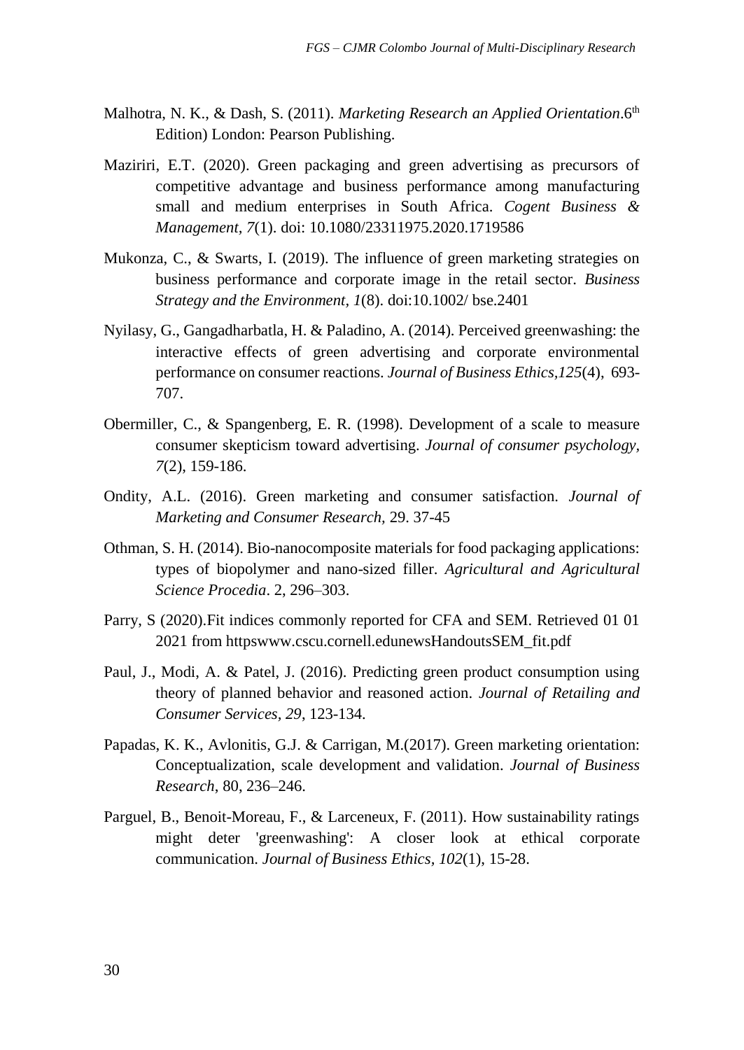Malhotra, N. K., & Dash, S. (2011). *Marketing Research an Applied Orientation*.6th Edition) London: Pearson Publishing.

Maziriri, E.T. (2020). Green packaging and green advertising as precursors of competitive advantage and business performance among manufacturing small and medium enterprises in South Africa. *Cogent Business & Management, 7*(1). doi: 10.1080/23311975.2020.1719586

Mukonza, C., & Swarts, I. (2019). The influence of green marketing strategies on business performance and corporate image in the retail sector. *Business Strategy and the Environment, 1*(8). doi:10.1002/ bse.2401

Nyilasy, G., Gangadharbatla, H. & Paladino, A. (2014). Perceived greenwashing: the interactive effects of green advertising and corporate environmental performance on consumer reactions. *Journal of Business Ethics*,*125*(4), 693-707.

Obermiller, C., & Spangenberg, E. R. (1998). Development of a scale to measure consumer skepticism toward advertising. *Journal of consumer psychology, 7*(2), 159-186.

Ondity, A.L. (2016). Green marketing and consumer satisfaction. *Journal of Marketing and Consumer Research,* 29. 37-45

Othman, S. H. (2014). Bio-nanocomposite materials for food packaging applications: types of biopolymer and nano-sized filler. *Agricultural and Agricultural Science Procedia*. 2, 296–303.

Parry, S (2020).Fit indices commonly reported for CFA and SEM. Retrieved 01 01 2021 from httpswww.cscu.cornell.edunewsHandoutsSEM_fit.pdf

Paul, J., Modi, A. & Patel, J. (2016). Predicting green product consumption using theory of planned behavior and reasoned action. *Journal of Retailing and Consumer Services, 29*, 123-134.

Papadas, K. K., Avlonitis, G.J. & Carrigan, M.(2017). Green marketing orientation: Conceptualization, scale development and validation. *Journal of Business Research,* 80, 236–246.

Parguel, B., Benoit-Moreau, F., & Larceneux, F. (2011). How sustainability ratings might deter 'greenwashing': A closer look at ethical corporate communication. *Journal of Business Ethics, 102*(1), 15-28.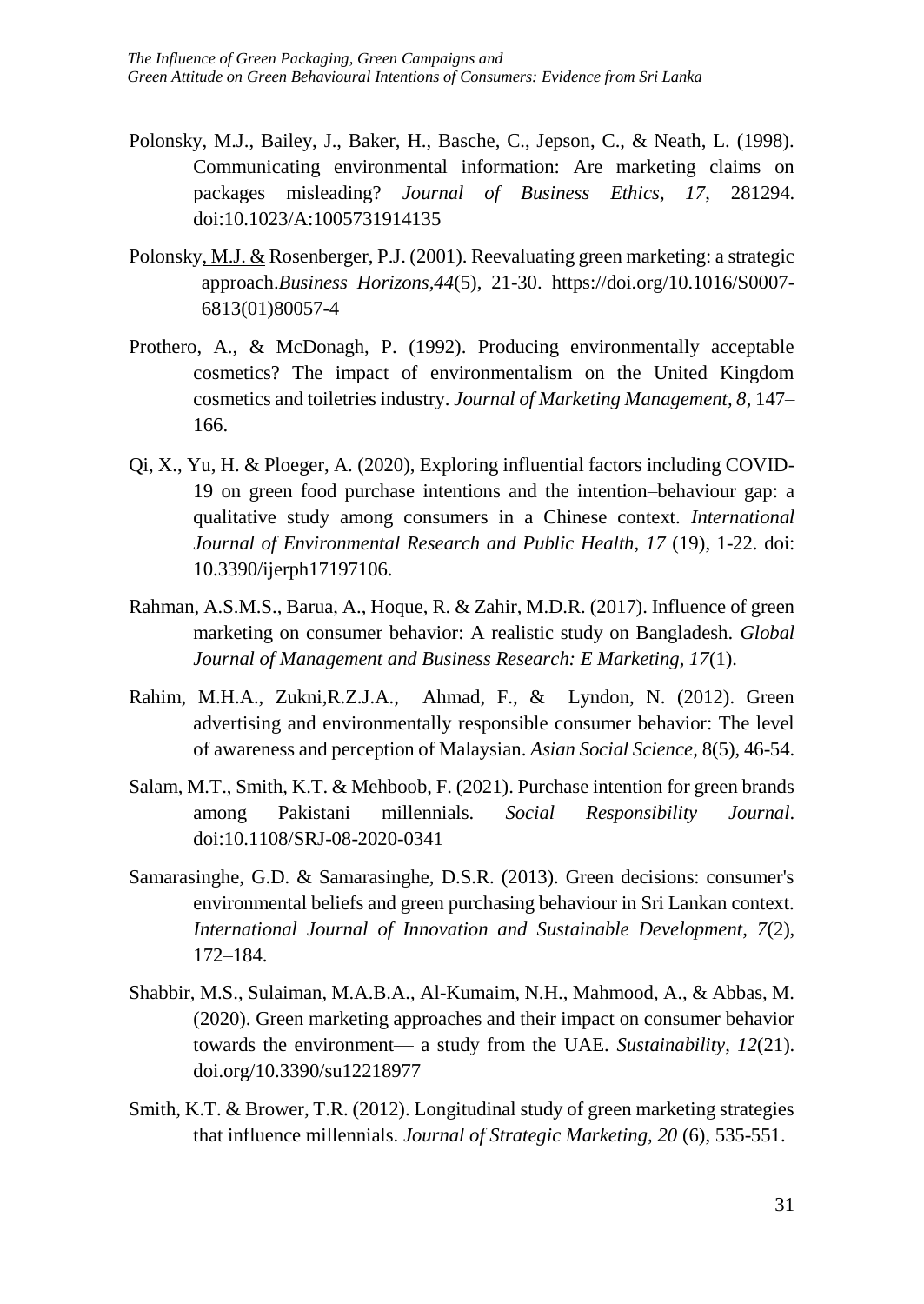Polonsky, M.J., Bailey, J., Baker, H., Basche, C., Jepson, C., & Neath, L. (1998). Communicating environmental information: Are marketing claims on packages misleading? *Journal of Business Ethics*, *17*, 281294. doi:10.1023/A:1005731914135

Polonsky, M.J. & Rosenberger, P.J. (2001). Reevaluating green marketing: a strategic approach.*Business Horizons*,*44*(5), 21-30. https://doi.org/10.1016/S0007-6813(01)80057-4

Prothero, A., & McDonagh, P. (1992). Producing environmentally acceptable cosmetics? The impact of environmentalism on the United Kingdom cosmetics and toiletries industry. *Journal of Marketing Management*, *8*, 147–166.

Qi, X., Yu, H. & Ploeger, A. (2020), Exploring influential factors including COVID-19 on green food purchase intentions and the intention–behaviour gap: a qualitative study among consumers in a Chinese context. *International Journal of Environmental Research and Public Health, 17* (19), 1-22. doi: 10.3390/ijerph17197106.

Rahman, A.S.M.S., Barua, A., Hoque, R. & Zahir, M.D.R. (2017). Influence of green marketing on consumer behavior: A realistic study on Bangladesh. *Global Journal of Management and Business Research: E Marketing, 17*(1).

Rahim, M.H.A., Zukni,R.Z.J.A., Ahmad, F., & Lyndon, N. (2012). Green advertising and environmentally responsible consumer behavior: The level of awareness and perception of Malaysian. *Asian Social Science,* 8(5), 46-54.

Salam, M.T., Smith, K.T. & Mehboob, F. (2021). Purchase intention for green brands among Pakistani millennials. *Social Responsibility Journal*. doi:10.1108/SRJ-08-2020-0341

Samarasinghe, G.D. & Samarasinghe, D.S.R. (2013). Green decisions: consumer's environmental beliefs and green purchasing behaviour in Sri Lankan context. *International Journal of Innovation and Sustainable Development*, *7*(2), 172–184.

Shabbir, M.S., Sulaiman, M.A.B.A., Al-Kumaim, N.H., Mahmood, A., & Abbas, M. (2020). Green marketing approaches and their impact on consumer behavior towards the environment— a study from the UAE. *Sustainability*, *12*(21). doi.org/10.3390/su12218977

Smith, K.T. & Brower, T.R. (2012). Longitudinal study of green marketing strategies that influence millennials. *Journal of Strategic Marketing, 20* (6), 535-551.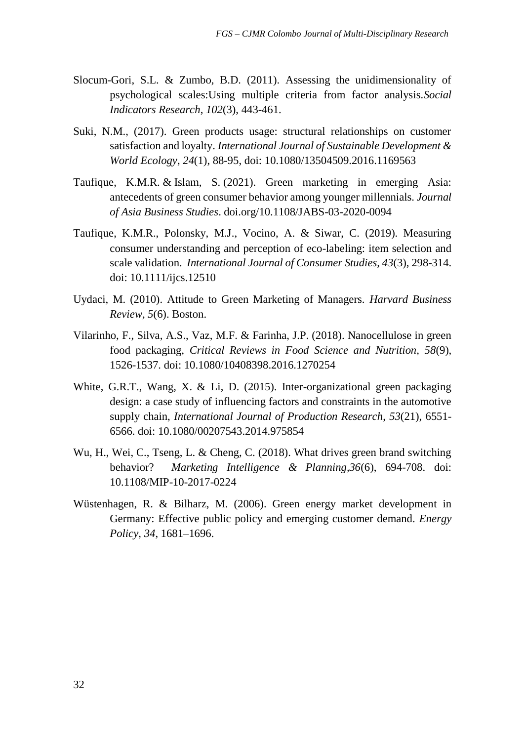Slocum-Gori, S.L. & Zumbo, B.D. (2011). Assessing the unidimensionality of psychological scales:Using multiple criteria from factor analysis.*Social Indicators Research*, *102*(3), 443-461.

Suki, N.M., (2017). Green products usage: structural relationships on customer satisfaction and loyalty. *International Journal of Sustainable Development & World Ecology*, *24*(1), 88-95, doi: 10.1080/13504509.2016.1169563

Taufique, K.M.R. & Islam, S. (2021). Green marketing in emerging Asia: antecedents of green consumer behavior among younger millennials. *Journal of Asia Business Studies*. doi.org/10.1108/JABS-03-2020-0094

Taufique, K.M.R., Polonsky, M.J., Vocino, A. & Siwar, C. (2019). Measuring consumer understanding and perception of eco-labeling: item selection and scale validation. *International Journal of Consumer Studies, 43*(3), 298-314. doi: 10.1111/ijcs.12510

Uydaci, M. (2010). Attitude to Green Marketing of Managers. *Harvard Business Review, 5*(6). Boston.

Vilarinho, F., Silva, A.S., Vaz, M.F. & Farinha, J.P. (2018). Nanocellulose in green food packaging, *Critical Reviews in Food Science and Nutrition*, *58*(9), 1526-1537. doi: 10.1080/10408398.2016.1270254

White, G.R.T., Wang, X. & Li, D. (2015). Inter-organizational green packaging design: a case study of influencing factors and constraints in the automotive supply chain, *International Journal of Production Research*, *53*(21), 6551-6566. doi: 10.1080/00207543.2014.975854

Wu, H., Wei, C., Tseng, L. & Cheng, C. (2018). What drives green brand switching behavior? *Marketing Intelligence & Planning*,*36*(6), 694-708. doi: 10.1108/MIP-10-2017-0224

Wüstenhagen, R. & Bilharz, M. (2006). Green energy market development in Germany: Effective public policy and emerging customer demand. *Energy Policy*, *34*, 1681–1696.